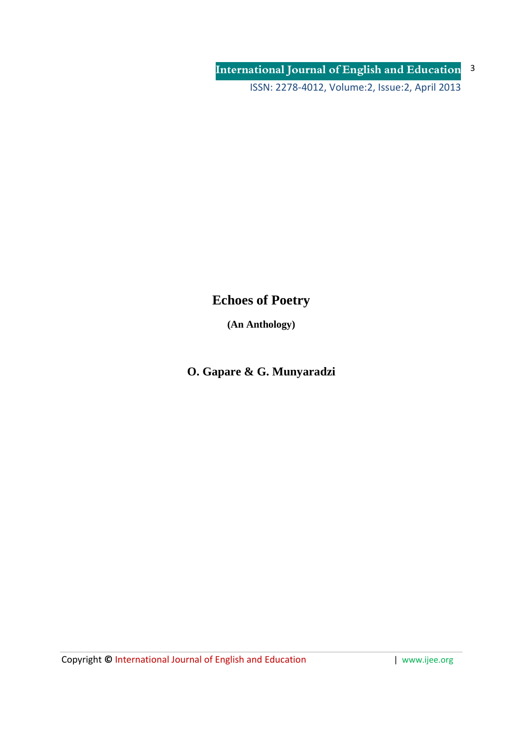# Echoes of Poetry

**(An Anthology)**

**O. Gapare & G. Munyaradzi**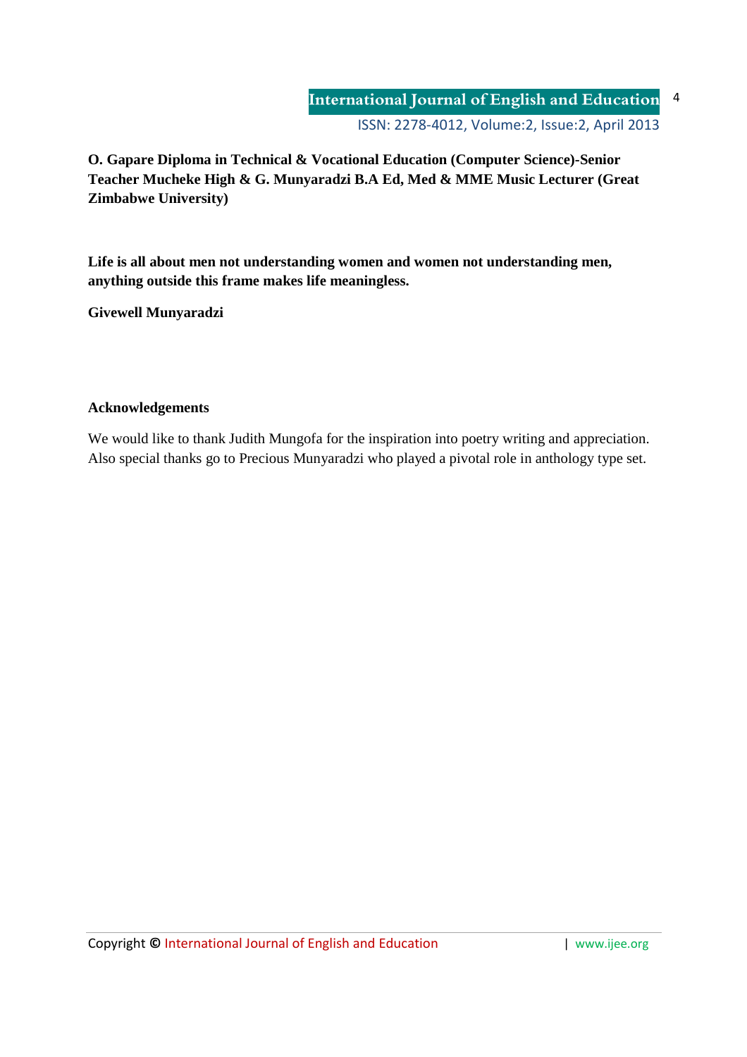**O. Gapare Diploma in Technical & Vocational Education (Computer Science)-Senior Teacher Mucheke High & G. Munyaradzi B.A Ed, Med & MME Music Lecturer (Great Zimbabwe University)**

**Life is all about men not understanding women and women not understanding men, anything outside this frame makes life meaningless.**

**Givewell Munyaradzi**

**Acknowledgements**

We would like to thank Judith Mungofa for the inspiration into poetry writing and appreciation. Also special thanks go to Precious Munyaradzi who played a pivotal role in anthology type set.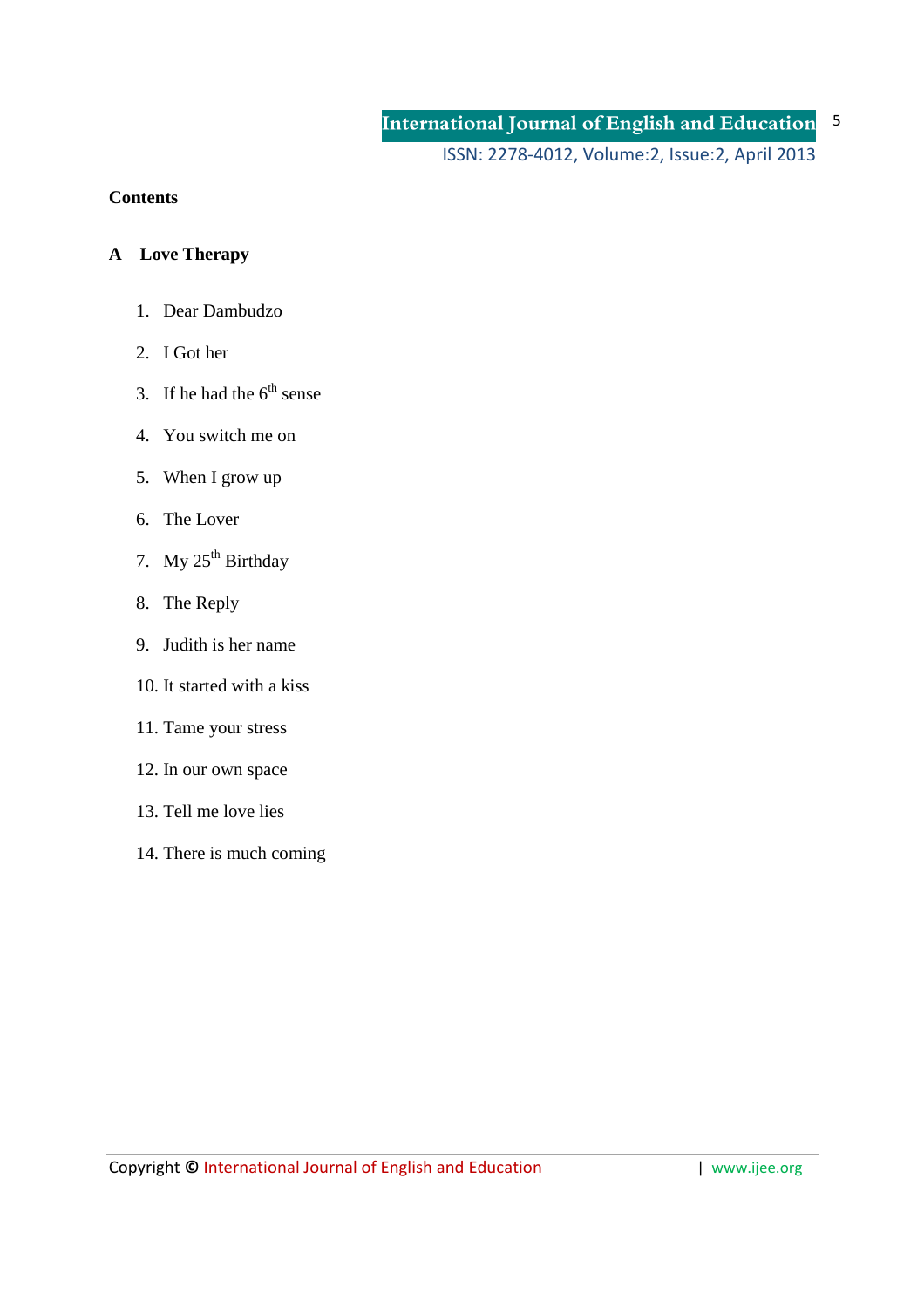**Contents**

**A Love Therapy**

1. Dear Dambudzo
2. I Got her
3. If he had the 6th sense
4. You switch me on
5. When I grow up
6. The Lover
7. My 25th Birthday
8. The Reply
9. Judith is her name
10. It started with a kiss
11. Tame your stress
12. In our own space
13. Tell me love lies
14. There is much coming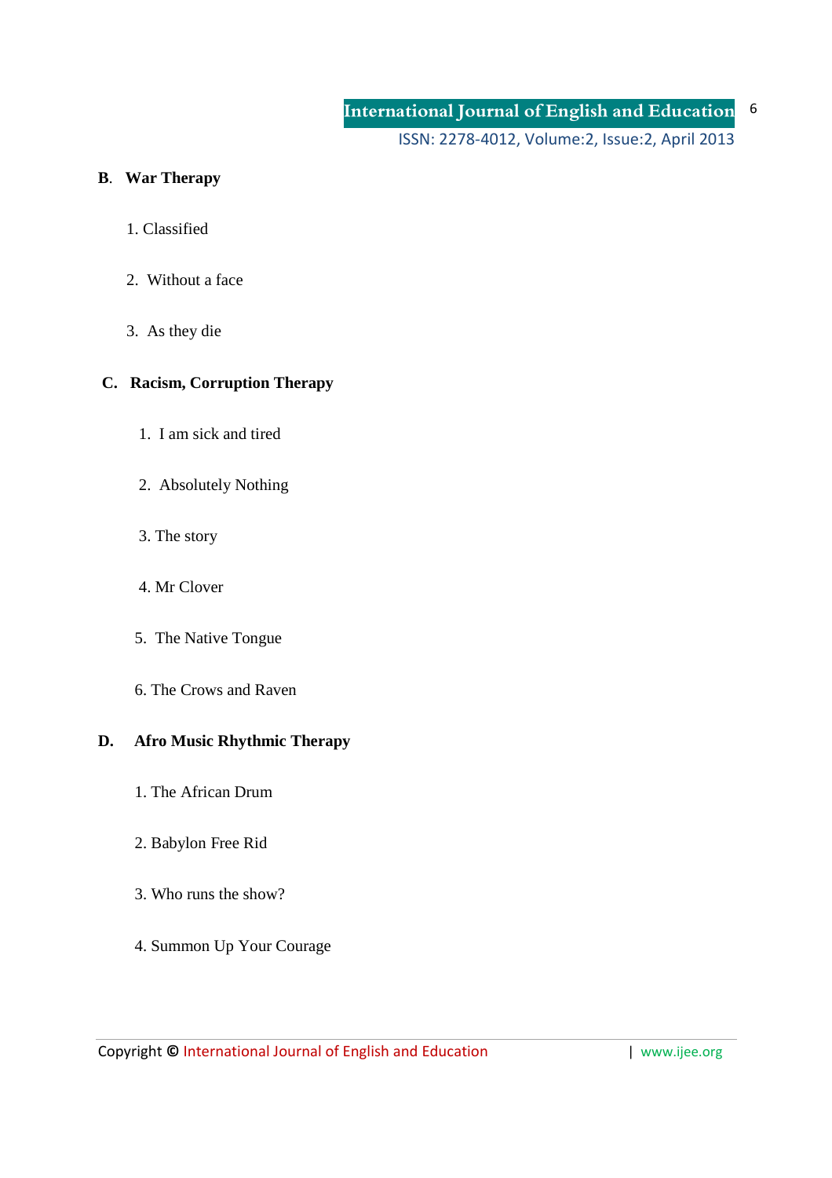**B**. **War Therapy**

1. Classified
2. Without a face
3. As they die

**C. Racism, Corruption Therapy**

1. I am sick and tired
2. Absolutely Nothing
3. The story
4. Mr Clover
5. The Native Tongue
6. The Crows and Raven

**D. Afro Music Rhythmic Therapy**

1. The African Drum
2. Babylon Free Rid
3. Who runs the show?
4. Summon Up Your Courage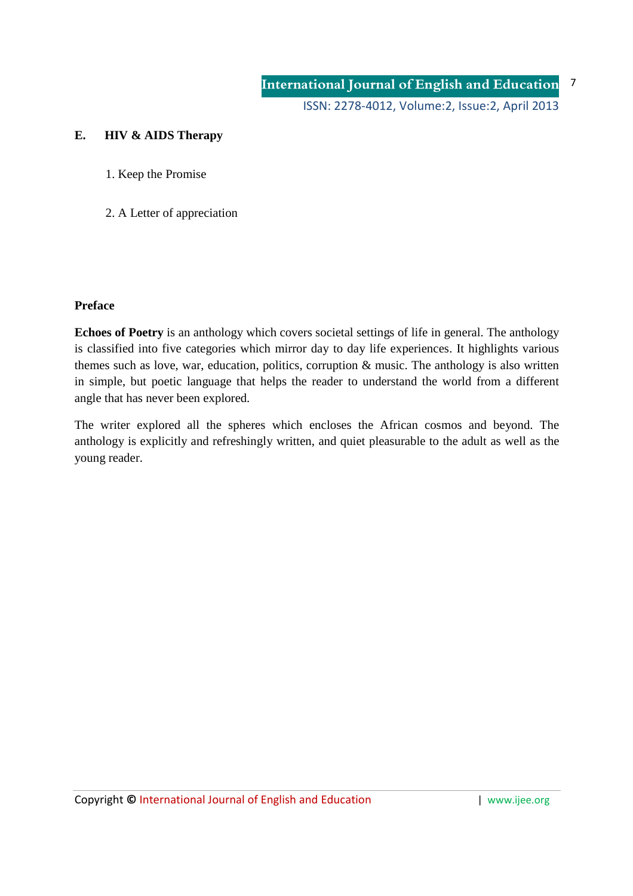**E. HIV & AIDS Therapy**

1. Keep the Promise

2. A Letter of appreciation

**Preface**

**Echoes of Poetry** is an anthology which covers societal settings of life in general. The anthology is classified into five categories which mirror day to day life experiences. It highlights various themes such as love, war, education, politics, corruption & music. The anthology is also written in simple, but poetic language that helps the reader to understand the world from a different angle that has never been explored.

The writer explored all the spheres which encloses the African cosmos and beyond. The anthology is explicitly and refreshingly written, and quiet pleasurable to the adult as well as the young reader.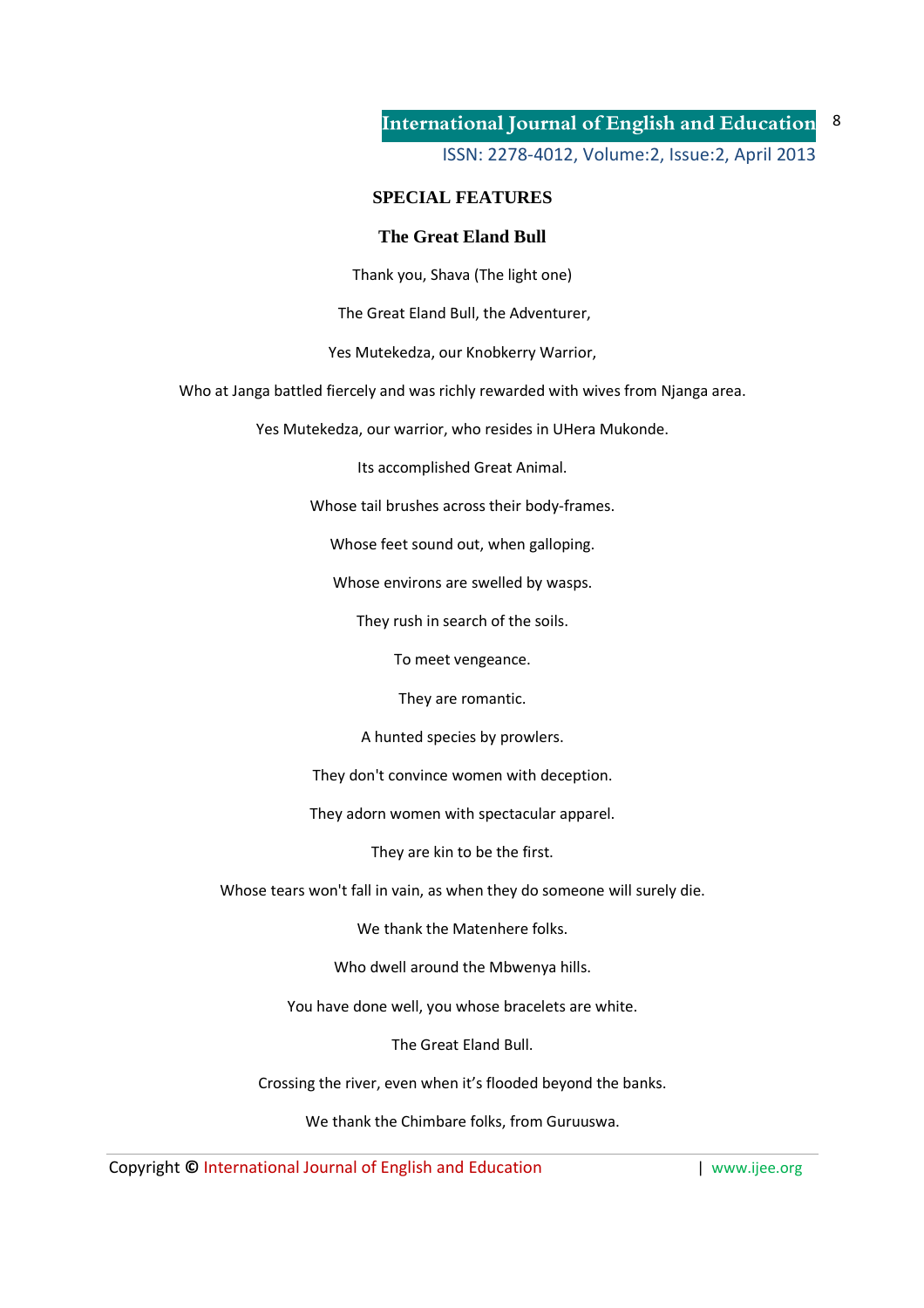## SPECIAL FEATURES

### The Great Eland Bull

Thank you, Shava (The light one)

The Great Eland Bull, the Adventurer,

Yes Mutekedza, our Knobkerry Warrior,

Who at Janga battled fiercely and was richly rewarded with wives from Njanga area.

Yes Mutekedza, our warrior, who resides in UHera Mukonde.

Its accomplished Great Animal.

Whose tail brushes across their body-frames.

Whose feet sound out, when galloping.

Whose environs are swelled by wasps.

They rush in search of the soils.

To meet vengeance.

They are romantic.

A hunted species by prowlers.

They don't convince women with deception.

They adorn women with spectacular apparel.

They are kin to be the first.

Whose tears won't fall in vain, as when they do someone will surely die.

We thank the Matenhere folks.

Who dwell around the Mbwenya hills.

You have done well, you whose bracelets are white.

The Great Eland Bull.

Crossing the river, even when it's flooded beyond the banks.

We thank the Chimbare folks, from Guruuswa.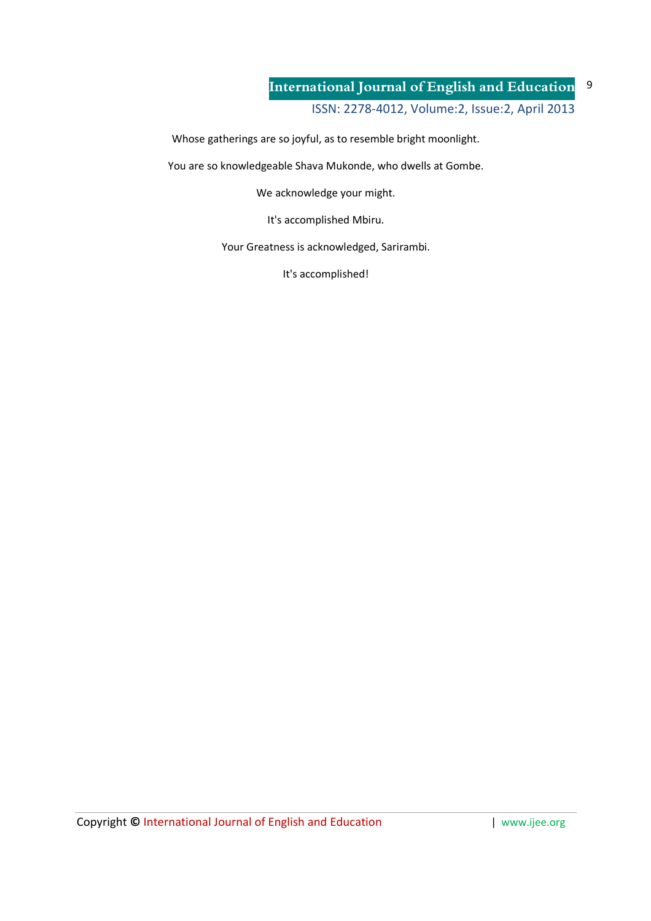Whose gatherings are so joyful, as to resemble bright moonlight.

You are so knowledgeable Shava Mukonde, who dwells at Gombe.

We acknowledge your might.

It's accomplished Mbiru.

Your Greatness is acknowledged, Sarirambi.

It's accomplished!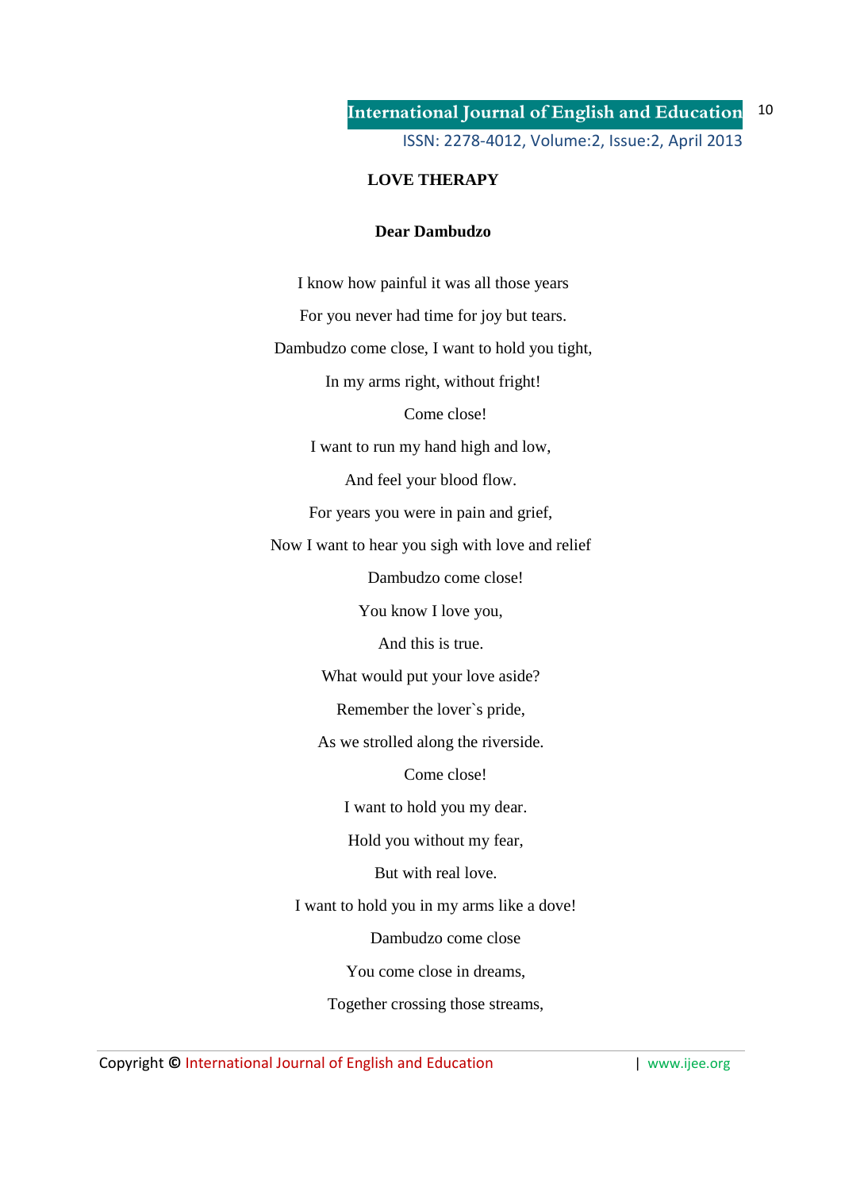## LOVE THERAPY

### Dear Dambudzo

I know how painful it was all those years

For you never had time for joy but tears.

Dambudzo come close, I want to hold you tight,

In my arms right, without fright!

Come close!

I want to run my hand high and low,

And feel your blood flow.

For years you were in pain and grief,

Now I want to hear you sigh with love and relief

Dambudzo come close!

You know I love you,

And this is true.

What would put your love aside?

Remember the lover`s pride,

As we strolled along the riverside.

Come close!

I want to hold you my dear.

Hold you without my fear,

But with real love.

I want to hold you in my arms like a dove!

Dambudzo come close

You come close in dreams,

Together crossing those streams,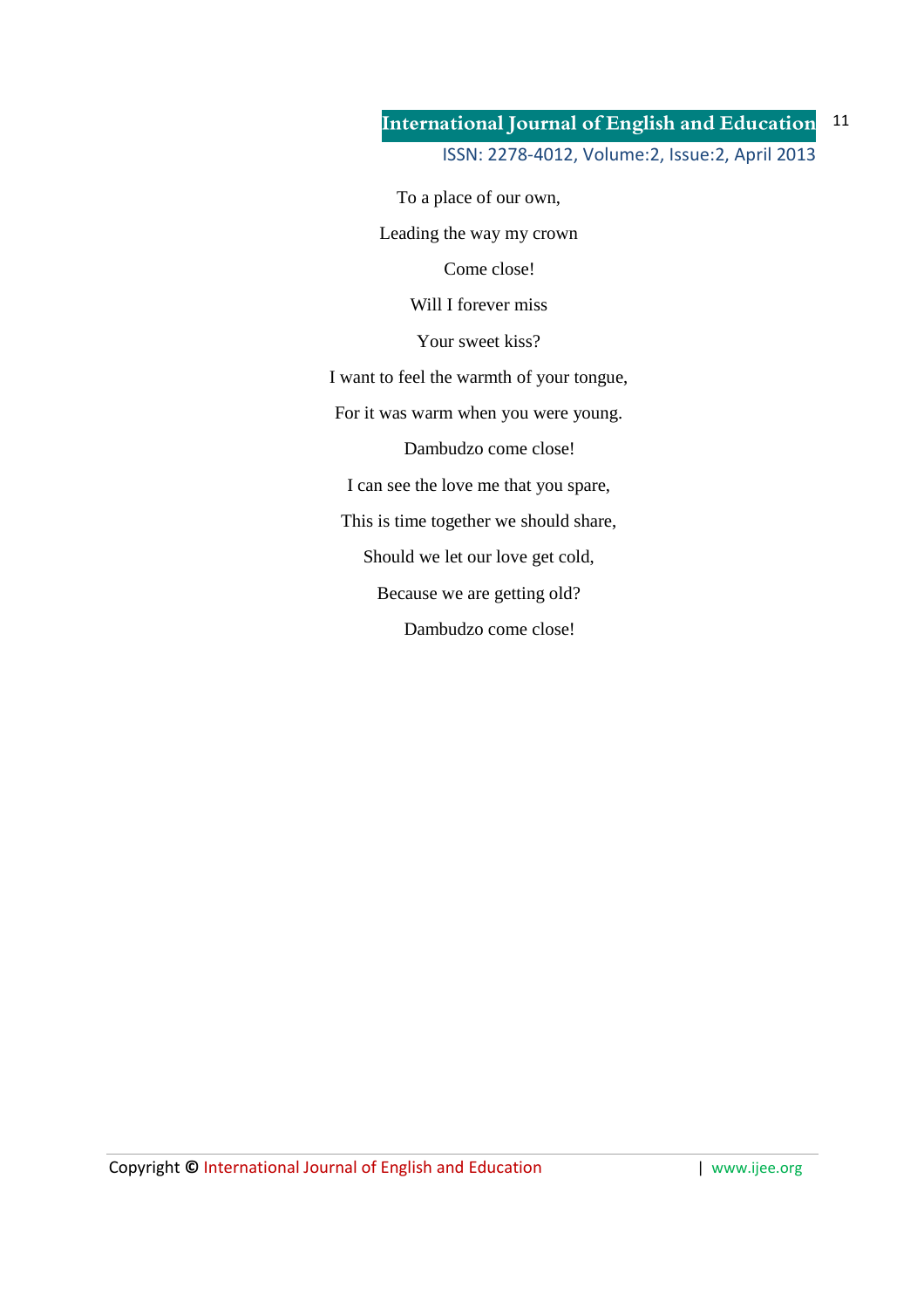To a place of our own,

Leading the way my crown

Come close!

Will I forever miss

Your sweet kiss?

I want to feel the warmth of your tongue,

For it was warm when you were young.

Dambudzo come close!

I can see the love me that you spare,

This is time together we should share,

Should we let our love get cold,

Because we are getting old?

Dambudzo come close!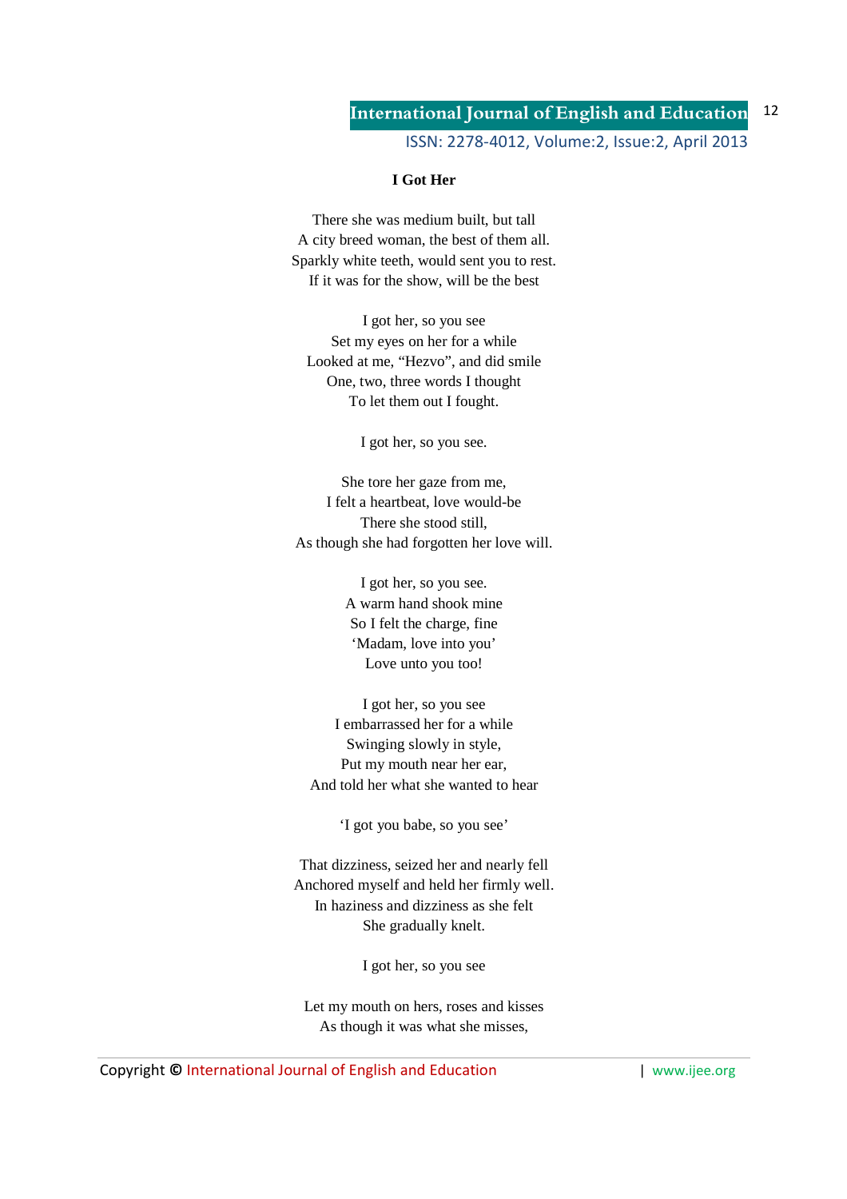**I Got Her**

There she was medium built, but tall  
A city breed woman, the best of them all.  
Sparkly white teeth, would sent you to rest.  
If it was for the show, will be the best

I got her, so you see  
Set my eyes on her for a while  
Looked at me, "Hezvo", and did smile  
One, two, three words I thought  
To let them out I fought.

I got her, so you see.

She tore her gaze from me,  
I felt a heartbeat, love would-be  
There she stood still,  
As though she had forgotten her love will.

I got her, so you see.  
A warm hand shook mine  
So I felt the charge, fine  
'Madam, love into you'  
Love unto you too!

I got her, so you see  
I embarrassed her for a while  
Swinging slowly in style,  
Put my mouth near her ear,  
And told her what she wanted to hear

'I got you babe, so you see'

That dizziness, seized her and nearly fell  
Anchored myself and held her firmly well.  
In haziness and dizziness as she felt  
She gradually knelt.

I got her, so you see

Let my mouth on hers, roses and kisses  
As though it was what she misses,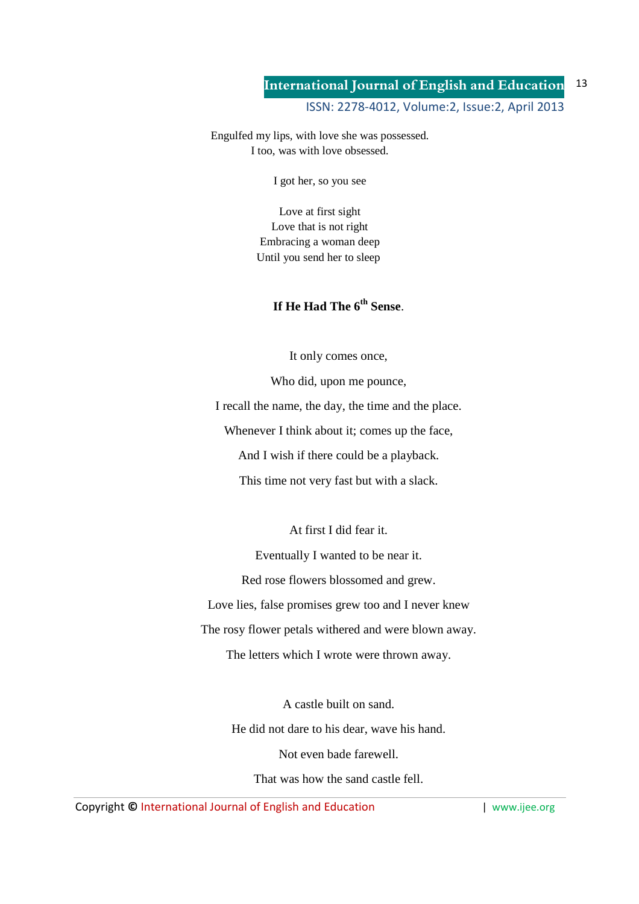Engulfed my lips, with love she was possessed.
I too, was with love obsessed.

I got her, so you see

Love at first sight
Love that is not right
Embracing a woman deep
Until you send her to sleep

## If He Had The 6th Sense.

It only comes once,

Who did, upon me pounce,

I recall the name, the day, the time and the place.

Whenever I think about it; comes up the face,

And I wish if there could be a playback.

This time not very fast but with a slack.

At first I did fear it.

Eventually I wanted to be near it.

Red rose flowers blossomed and grew.

Love lies, false promises grew too and I never knew

The rosy flower petals withered and were blown away.

The letters which I wrote were thrown away.

A castle built on sand.

He did not dare to his dear, wave his hand.

Not even bade farewell.

That was how the sand castle fell.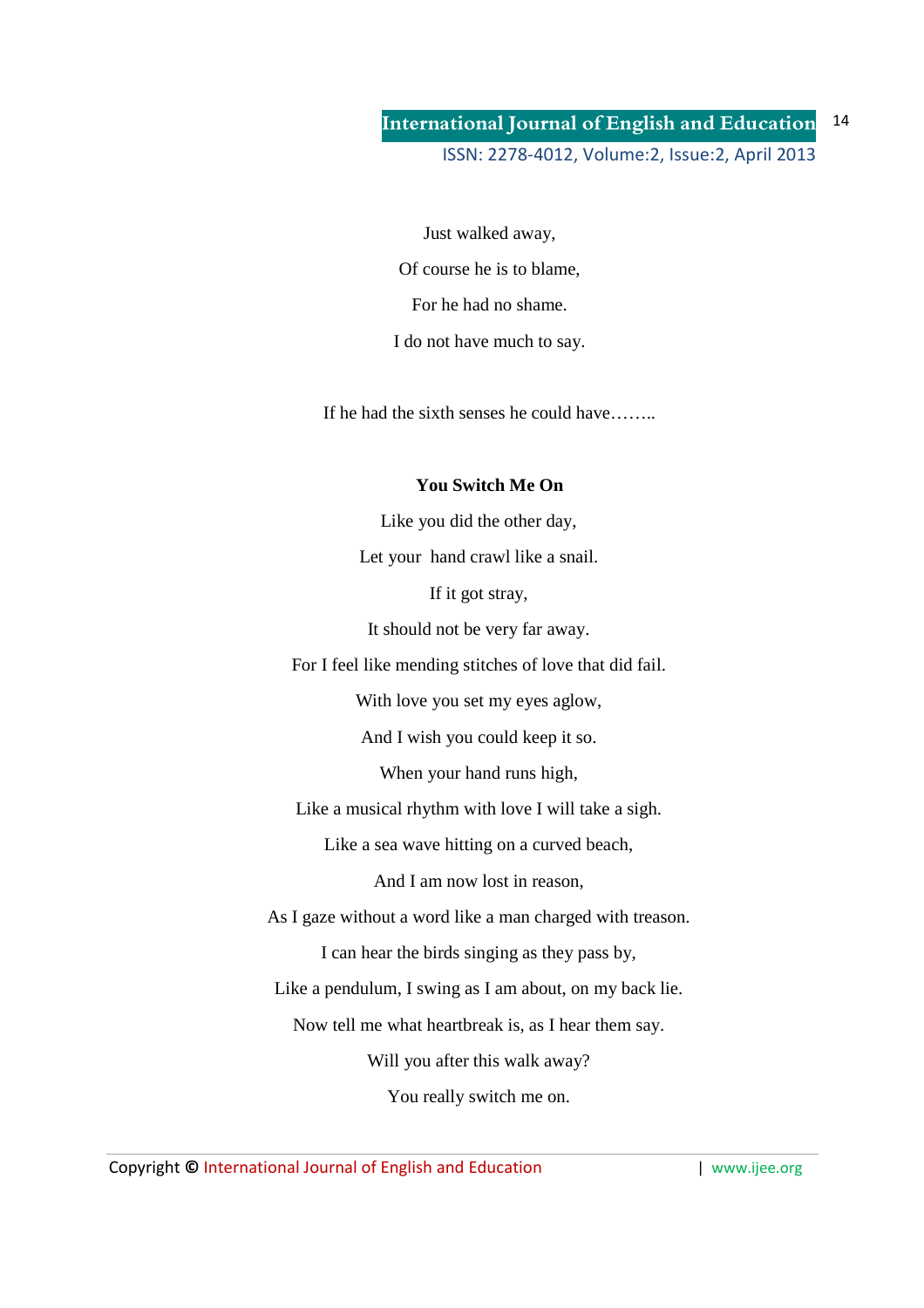Just walked away,

Of course he is to blame,

For he had no shame.

I do not have much to say.

If he had the sixth senses he could have……..

**You Switch Me On**

Like you did the other day,

Let your hand crawl like a snail.

If it got stray,

It should not be very far away.

For I feel like mending stitches of love that did fail.

With love you set my eyes aglow,

And I wish you could keep it so.

When your hand runs high,

Like a musical rhythm with love I will take a sigh.

Like a sea wave hitting on a curved beach,

And I am now lost in reason,

As I gaze without a word like a man charged with treason.

I can hear the birds singing as they pass by,

Like a pendulum, I swing as I am about, on my back lie.

Now tell me what heartbreak is, as I hear them say.

Will you after this walk away?

You really switch me on.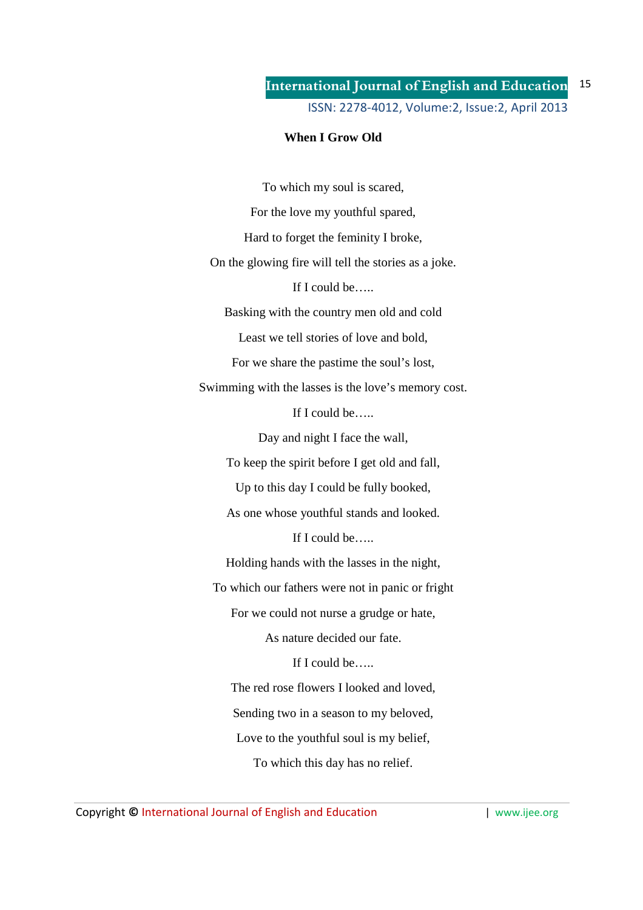**When I Grow Old**

To which my soul is scared,

For the love my youthful spared,

Hard to forget the feminity I broke,

On the glowing fire will tell the stories as a joke.

If I could be…..

Basking with the country men old and cold

Least we tell stories of love and bold,

For we share the pastime the soul's lost,

Swimming with the lasses is the love's memory cost.

If I could be…..

Day and night I face the wall,

To keep the spirit before I get old and fall,

Up to this day I could be fully booked,

As one whose youthful stands and looked.

If I could be…..

Holding hands with the lasses in the night,

To which our fathers were not in panic or fright

For we could not nurse a grudge or hate,

As nature decided our fate.

If I could be…..

The red rose flowers I looked and loved,

Sending two in a season to my beloved,

Love to the youthful soul is my belief,

To which this day has no relief.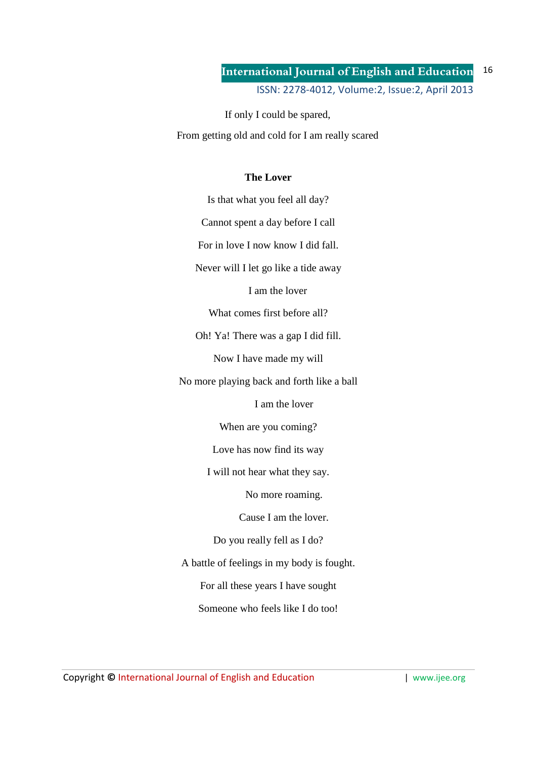If only I could be spared,

From getting old and cold for I am really scared

**The Lover**

Is that what you feel all day?

Cannot spent a day before I call

For in love I now know I did fall.

Never will I let go like a tide away

I am the lover

What comes first before all?

Oh! Ya! There was a gap I did fill.

Now I have made my will

No more playing back and forth like a ball

I am the lover

When are you coming?

Love has now find its way

I will not hear what they say.

No more roaming.

Cause I am the lover.

Do you really fell as I do?

A battle of feelings in my body is fought.

For all these years I have sought

Someone who feels like I do too!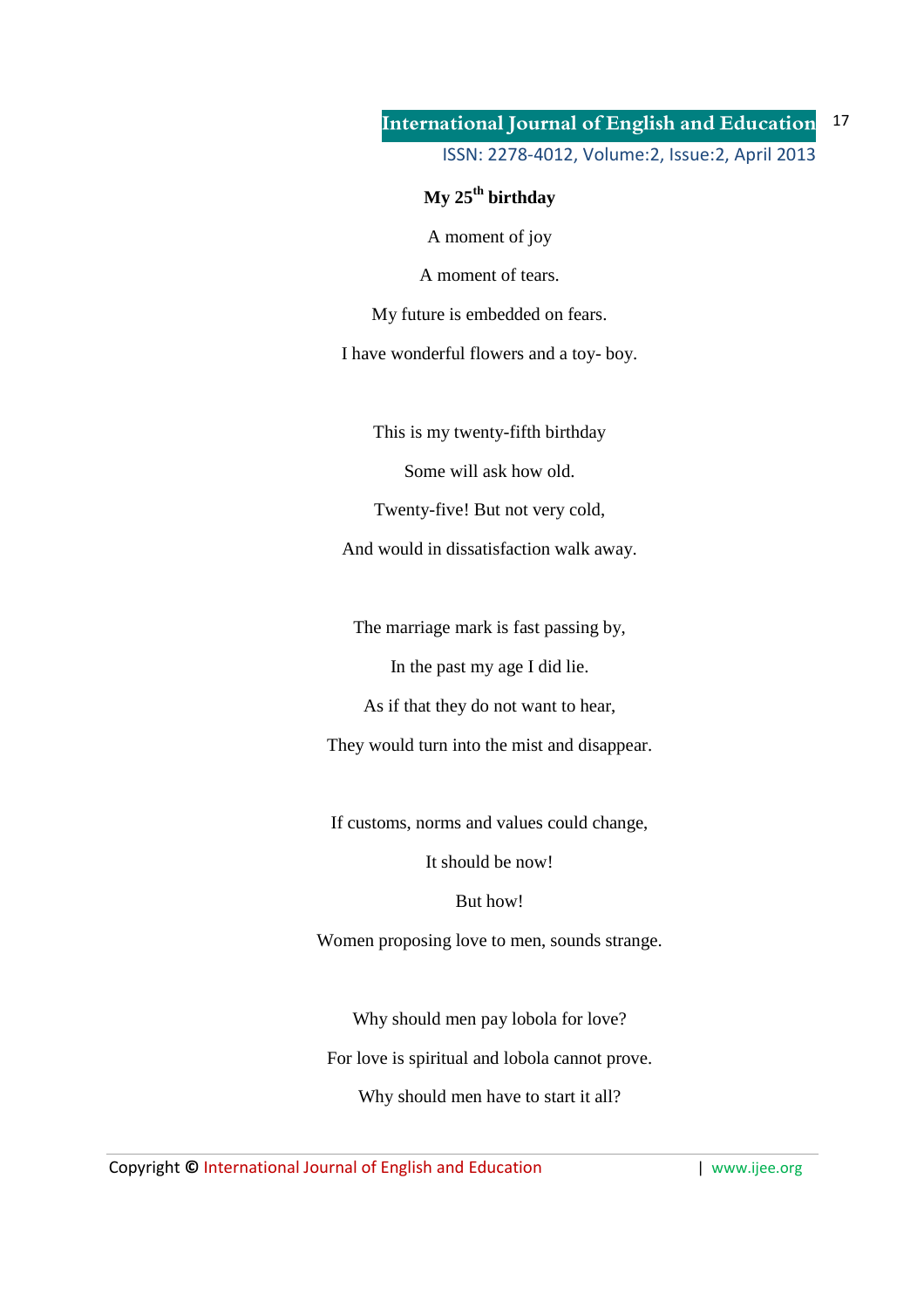**My 25th birthday**

A moment of joy

A moment of tears.

My future is embedded on fears.

I have wonderful flowers and a toy- boy.

This is my twenty-fifth birthday

Some will ask how old.

Twenty-five! But not very cold,

And would in dissatisfaction walk away.

The marriage mark is fast passing by,

In the past my age I did lie.

As if that they do not want to hear,

They would turn into the mist and disappear.

If customs, norms and values could change,

It should be now!

But how!

Women proposing love to men, sounds strange.

Why should men pay lobola for love?

For love is spiritual and lobola cannot prove.

Why should men have to start it all?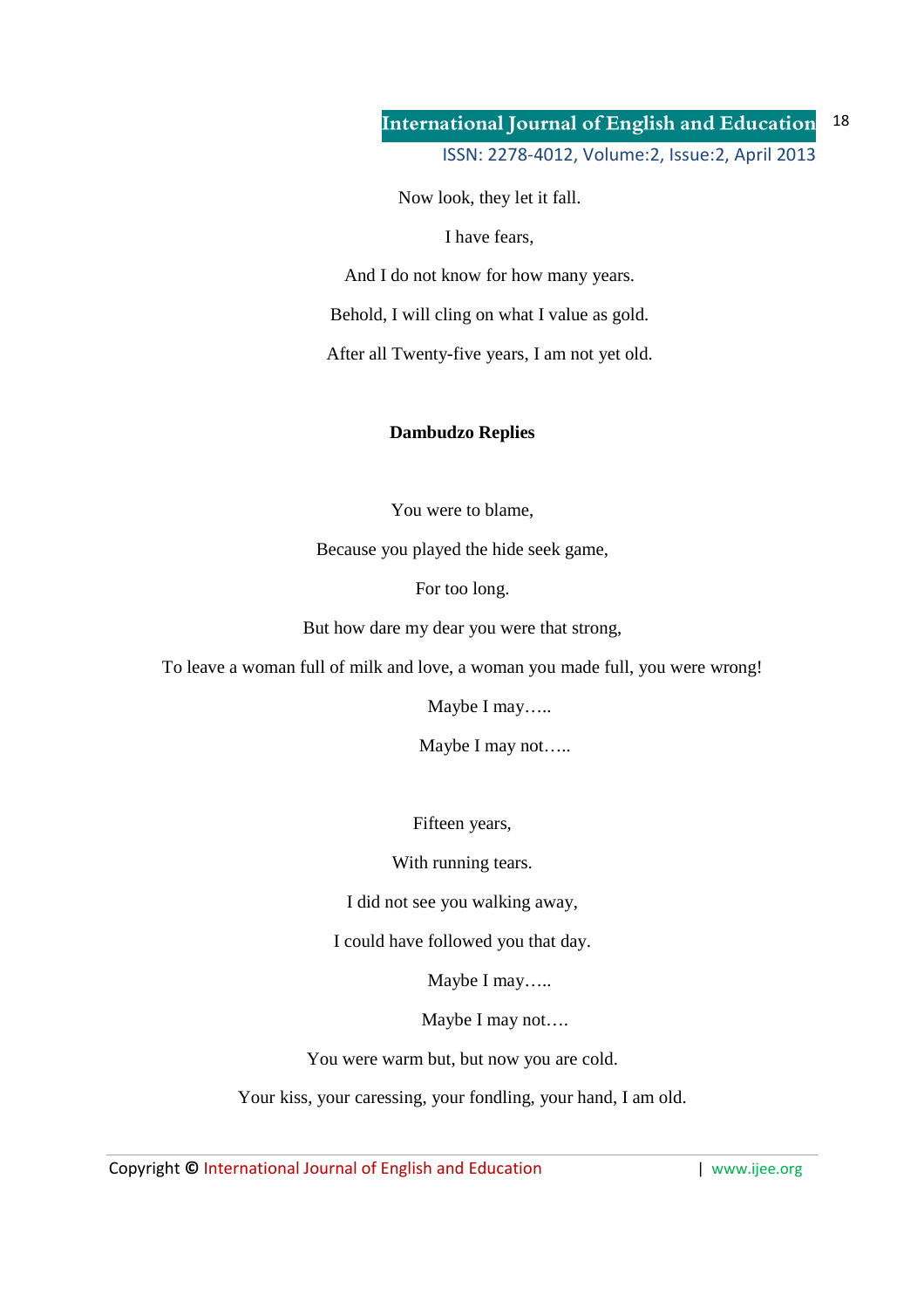Now look, they let it fall.

I have fears,

And I do not know for how many years.

Behold, I will cling on what I value as gold.

After all Twenty-five years, I am not yet old.

**Dambudzo Replies**

You were to blame,

Because you played the hide seek game,

For too long.

But how dare my dear you were that strong,

To leave a woman full of milk and love, a woman you made full, you were wrong!

Maybe I may…..

Maybe I may not…..

Fifteen years,

With running tears.

I did not see you walking away,

I could have followed you that day.

Maybe I may…..

Maybe I may not….

You were warm but, but now you are cold.

Your kiss, your caressing, your fondling, your hand, I am old.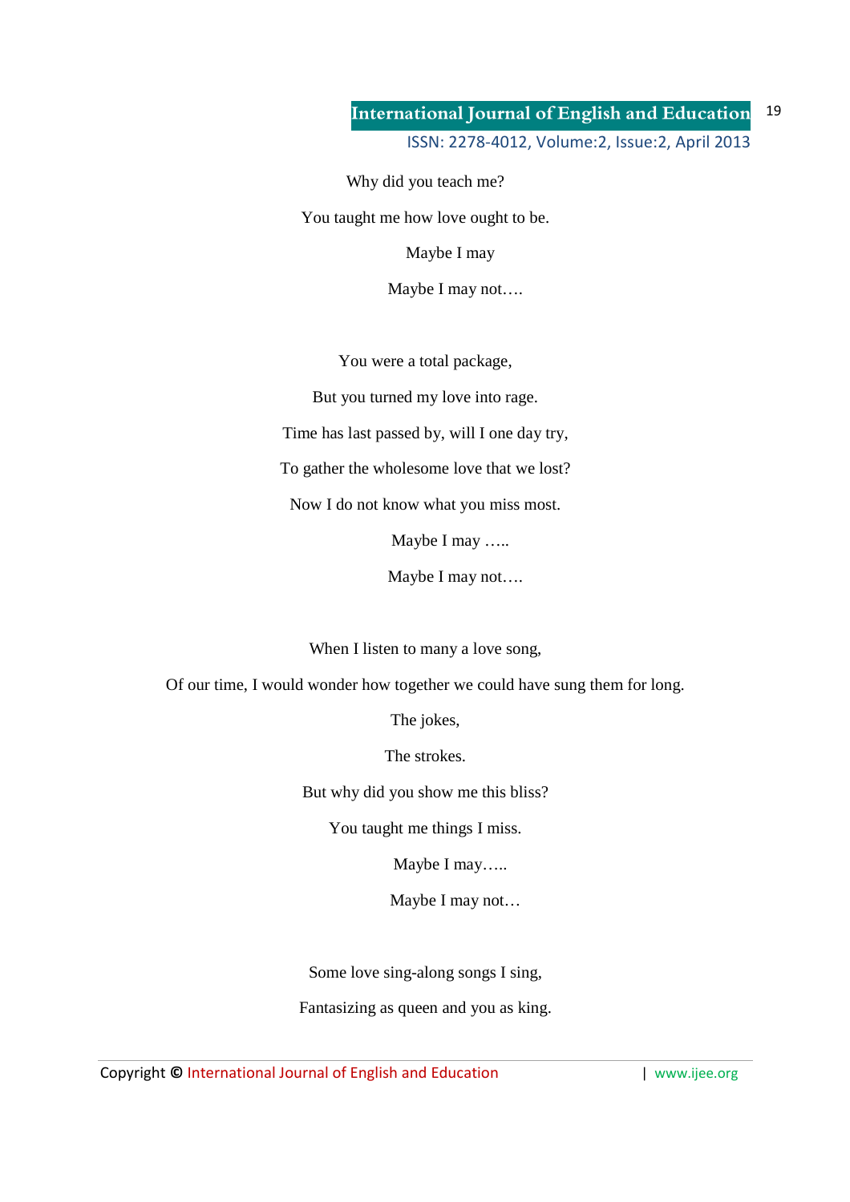Why did you teach me?

You taught me how love ought to be.

Maybe I may

Maybe I may not….

You were a total package,

But you turned my love into rage.

Time has last passed by, will I one day try,

To gather the wholesome love that we lost?

Now I do not know what you miss most.

Maybe I may …..

Maybe I may not….

When I listen to many a love song,

Of our time, I would wonder how together we could have sung them for long.

The jokes,

The strokes.

But why did you show me this bliss?

You taught me things I miss.

Maybe I may…..

Maybe I may not…

Some love sing-along songs I sing,

Fantasizing as queen and you as king.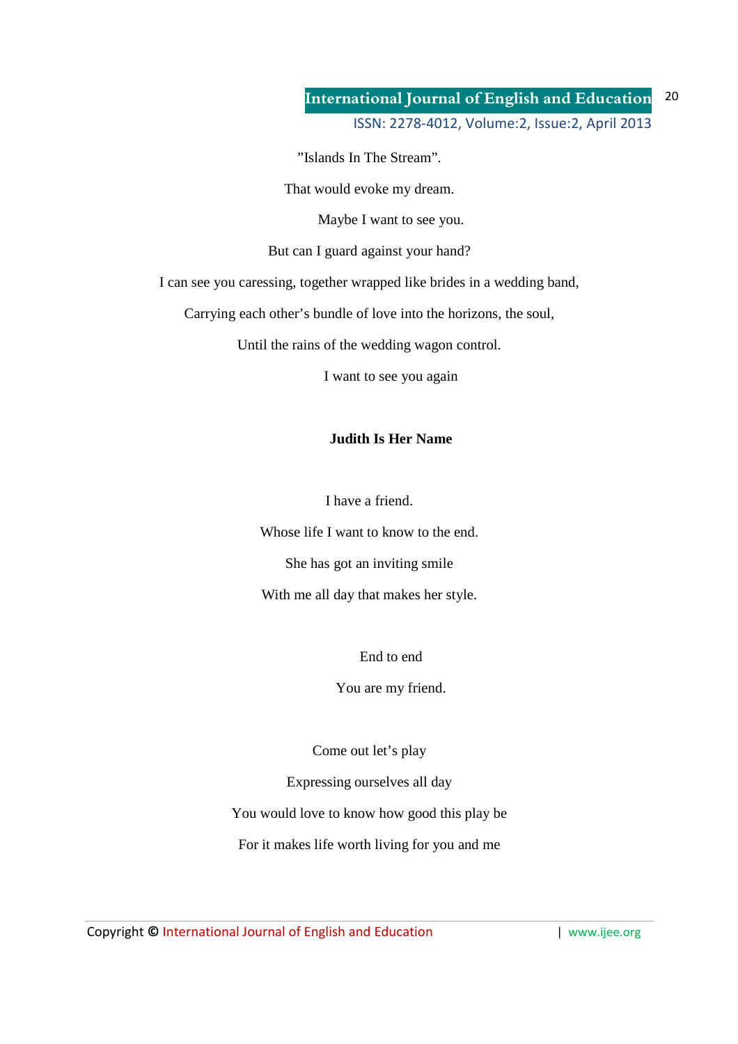”Islands In The Stream”.

That would evoke my dream.

Maybe I want to see you.

But can I guard against your hand?

I can see you caressing, together wrapped like brides in a wedding band,

Carrying each other’s bundle of love into the horizons, the soul,

Until the rains of the wedding wagon control.

I want to see you again

**Judith Is Her Name**

I have a friend.

Whose life I want to know to the end.

She has got an inviting smile

With me all day that makes her style.

End to end

You are my friend.

Come out let’s play

Expressing ourselves all day

You would love to know how good this play be

For it makes life worth living for you and me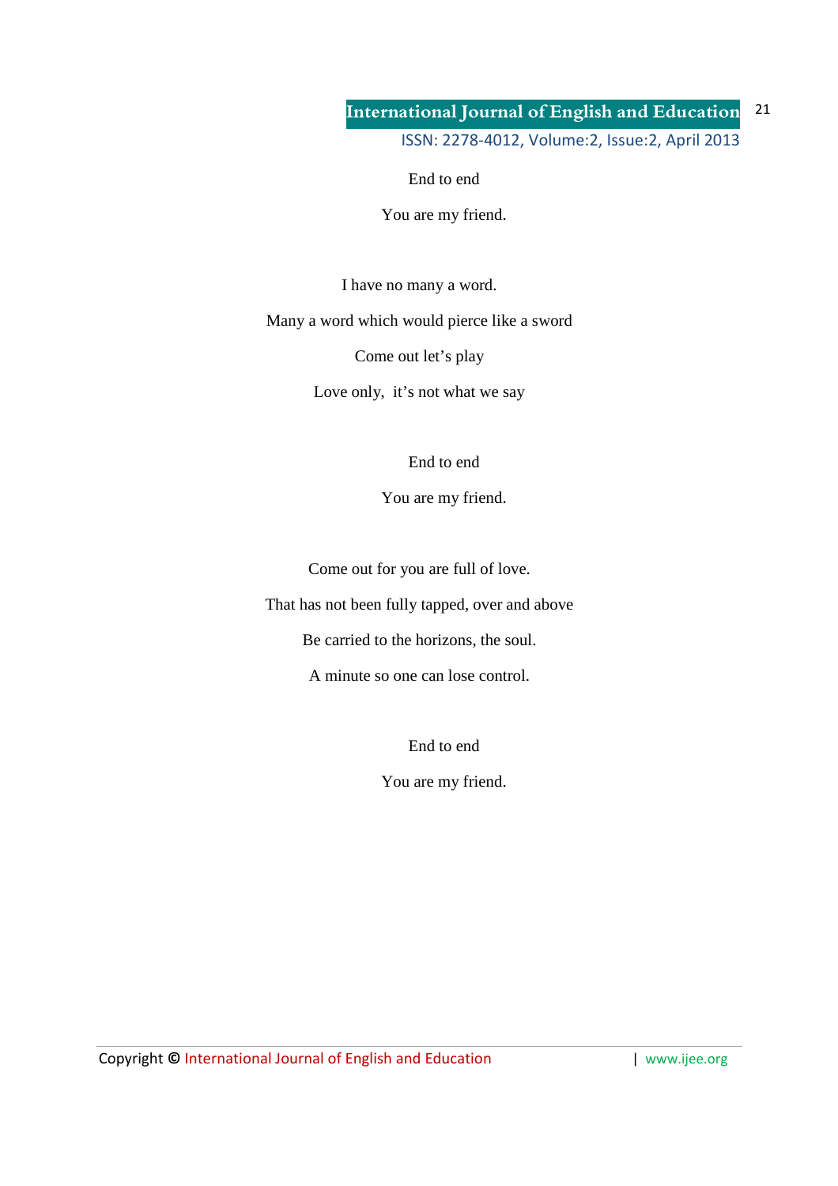End to end

You are my friend.

I have no many a word.

Many a word which would pierce like a sword

Come out let's play

Love only,  it's not what we say

End to end

You are my friend.

Come out for you are full of love.

That has not been fully tapped, over and above

Be carried to the horizons, the soul.

A minute so one can lose control.

End to end

You are my friend.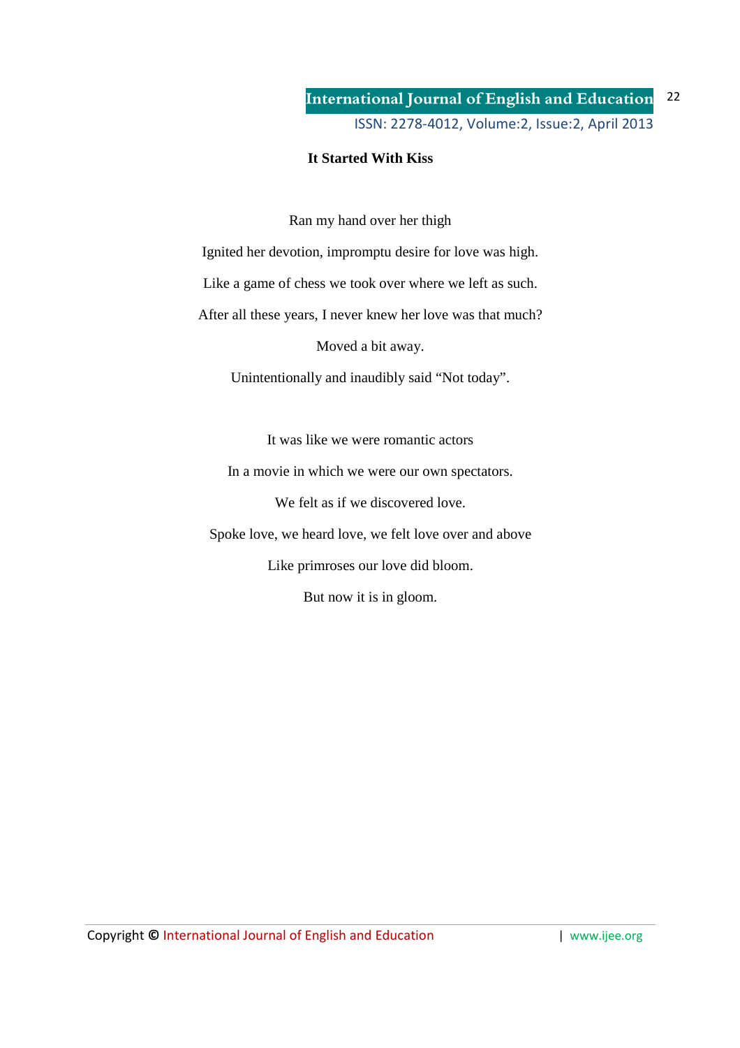**It Started With Kiss**

Ran my hand over her thigh

Ignited her devotion, impromptu desire for love was high.

Like a game of chess we took over where we left as such.

After all these years, I never knew her love was that much?

Moved a bit away.

Unintentionally and inaudibly said “Not today”.

It was like we were romantic actors

In a movie in which we were our own spectators.

We felt as if we discovered love.

Spoke love, we heard love, we felt love over and above

Like primroses our love did bloom.

But now it is in gloom.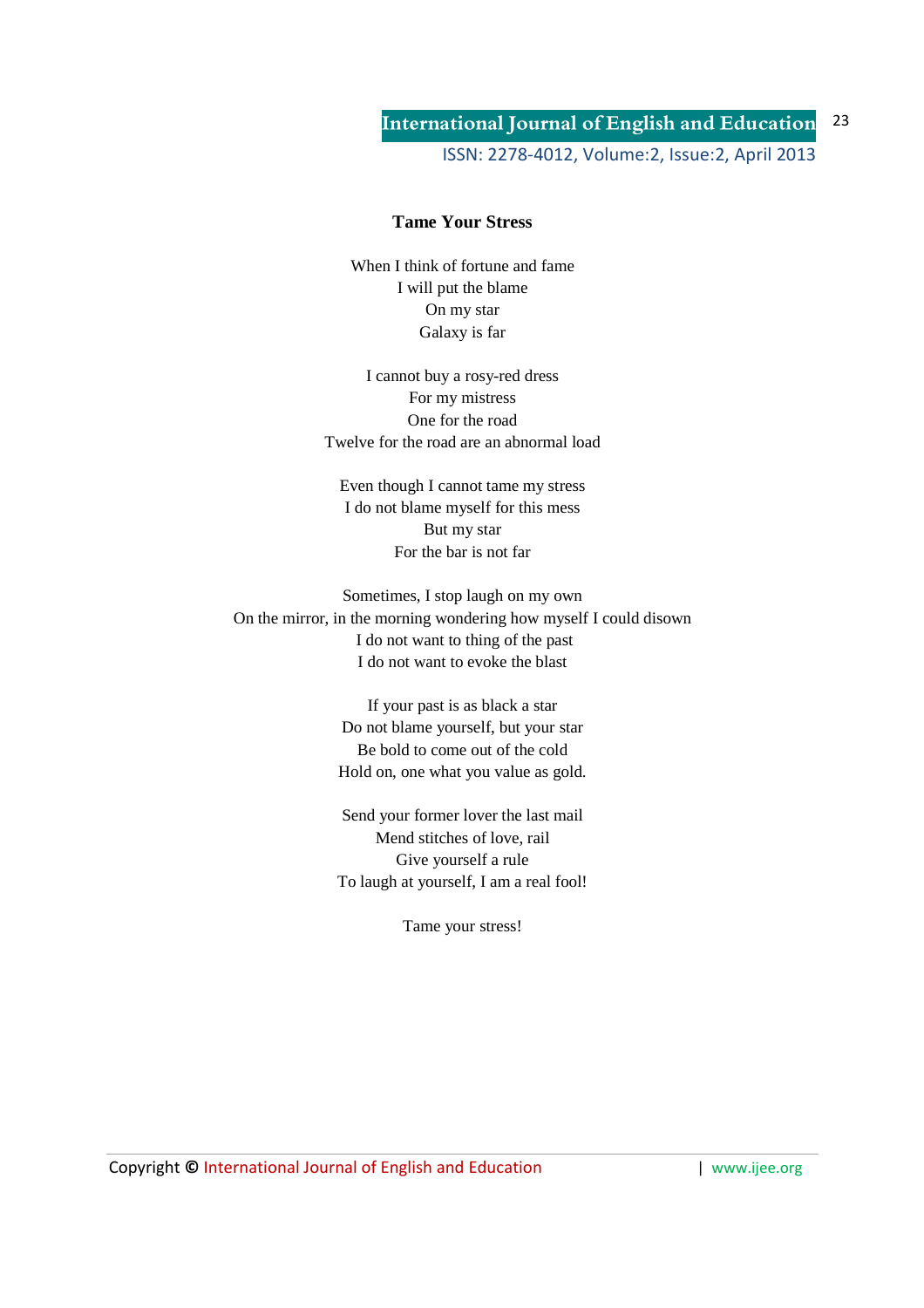**Tame Your Stress**

When I think of fortune and fame
I will put the blame
On my star
Galaxy is far

I cannot buy a rosy-red dress
For my mistress
One for the road
Twelve for the road are an abnormal load

Even though I cannot tame my stress
I do not blame myself for this mess
But my star
For the bar is not far

Sometimes, I stop laugh on my own
On the mirror, in the morning wondering how myself I could disown
I do not want to thing of the past
I do not want to evoke the blast

If your past is as black a star
Do not blame yourself, but your star
Be bold to come out of the cold
Hold on, one what you value as gold.

Send your former lover the last mail
Mend stitches of love, rail
Give yourself a rule
To laugh at yourself, I am a real fool!

Tame your stress!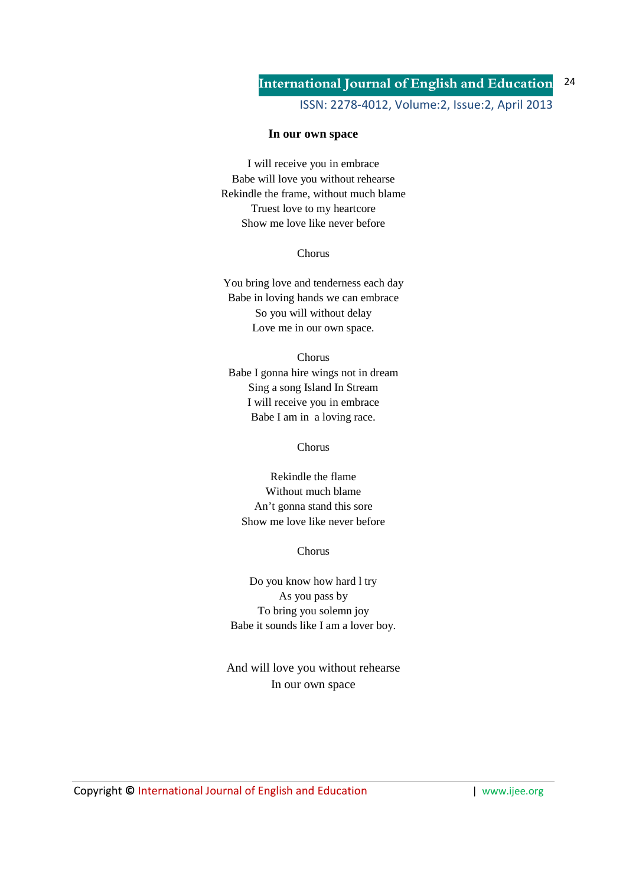**In our own space**

I will receive you in embrace
Babe will love you without rehearse
Rekindle the frame, without much blame
Truest love to my heartcore
Show me love like never before

Chorus

You bring love and tenderness each day
Babe in loving hands we can embrace
So you will without delay
Love me in our own space.

Chorus
Babe I gonna hire wings not in dream
Sing a song Island In Stream
I will receive you in embrace
Babe I am in a loving race.

Chorus

Rekindle the flame
Without much blame
An't gonna stand this sore
Show me love like never before

Chorus

Do you know how hard l try
As you pass by
To bring you solemn joy
Babe it sounds like I am a lover boy.

And will love you without rehearse
In our own space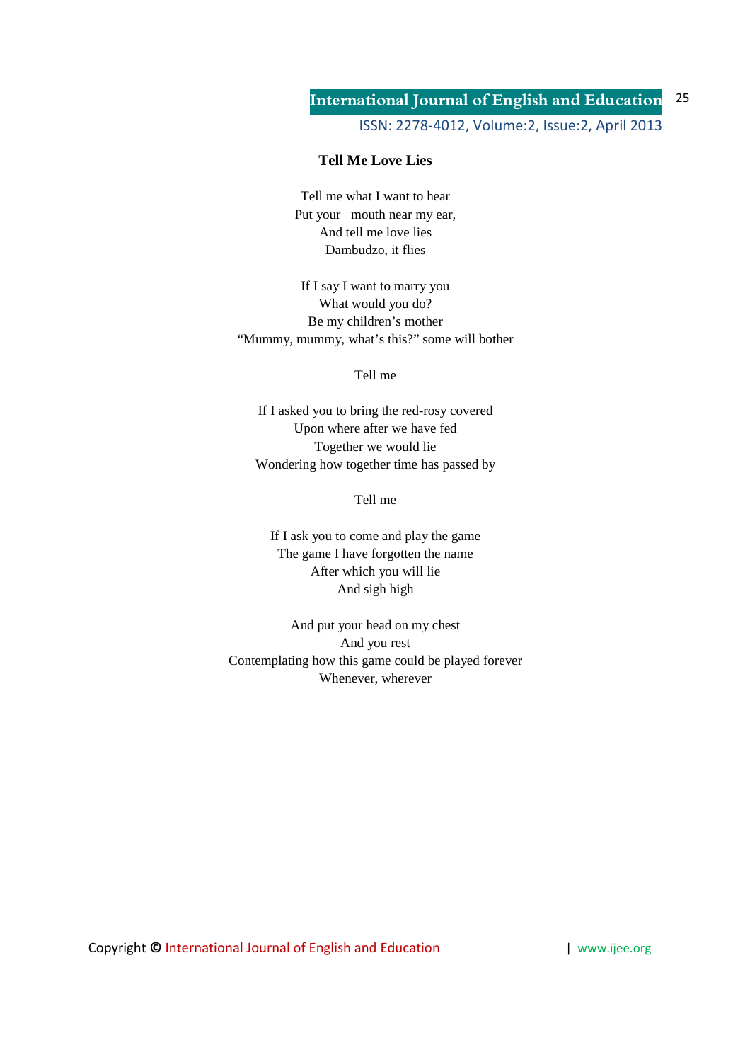**Tell Me Love Lies**

Tell me what I want to hear  
Put your mouth near my ear,  
And tell me love lies  
Dambudzo, it flies

If I say I want to marry you  
What would you do?  
Be my children's mother  
"Mummy, mummy, what's this?" some will bother

Tell me

If I asked you to bring the red-rosy covered  
Upon where after we have fed  
Together we would lie  
Wondering how together time has passed by

Tell me

If I ask you to come and play the game  
The game I have forgotten the name  
After which you will lie  
And sigh high

And put your head on my chest  
And you rest  
Contemplating how this game could be played forever  
Whenever, wherever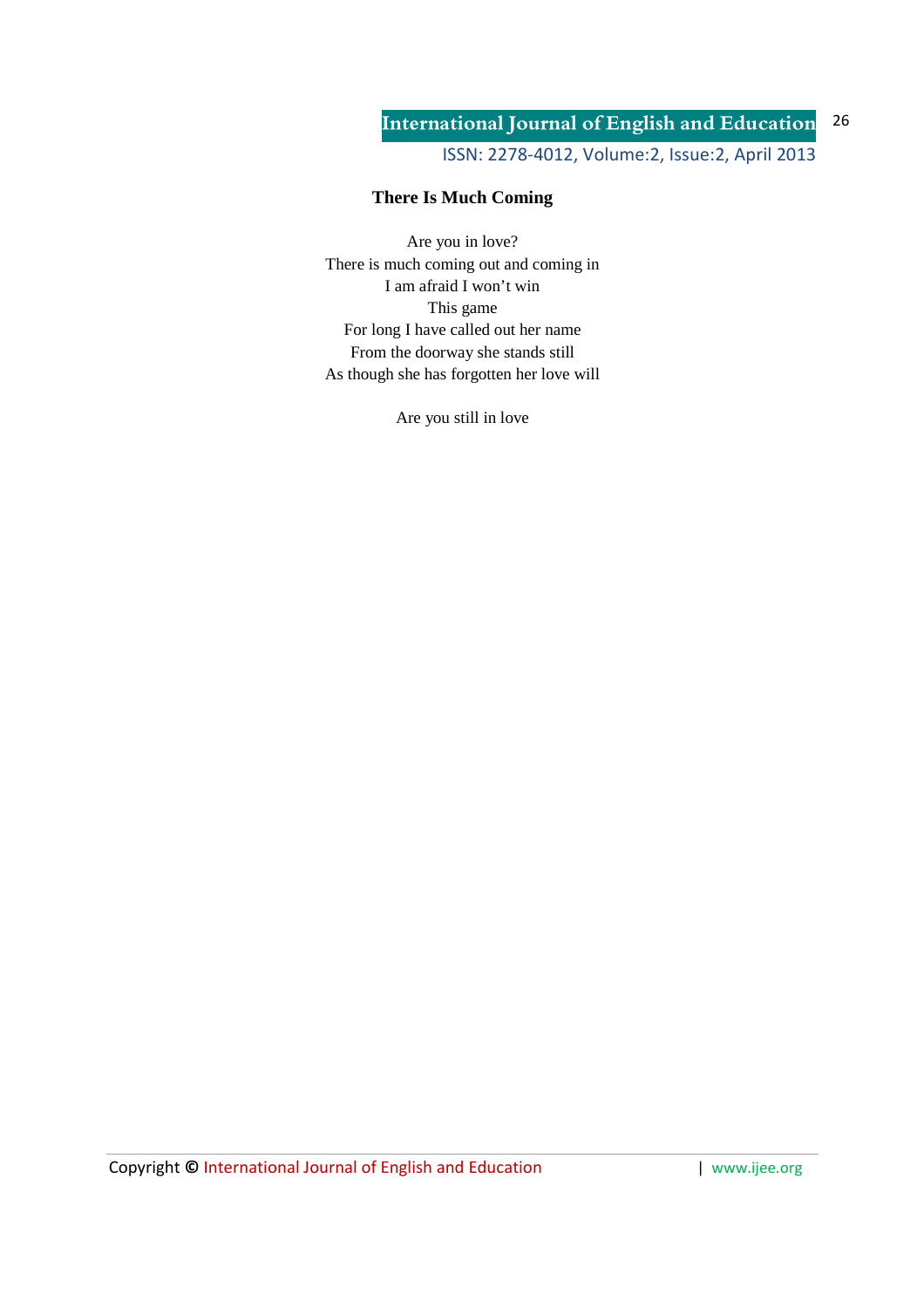**There Is Much Coming**

Are you in love?  
There is much coming out and coming in  
I am afraid I won't win  
This game  
For long I have called out her name  
From the doorway she stands still  
As though she has forgotten her love will

Are you still in love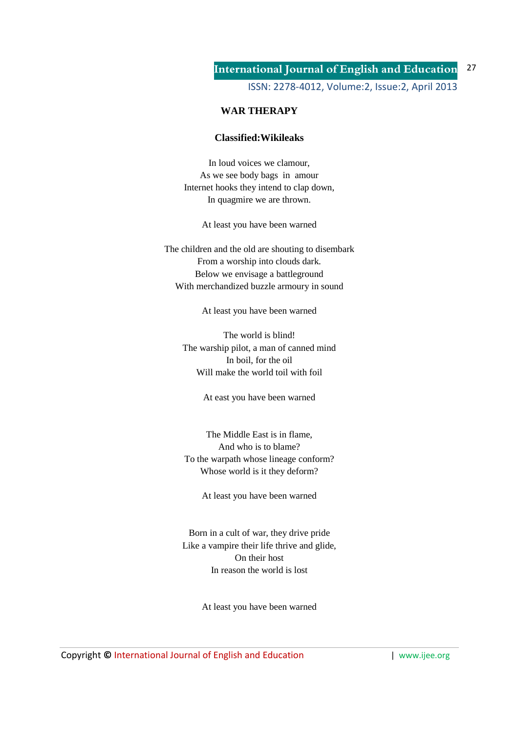**WAR THERAPY**

**Classified:Wikileaks**

In loud voices we clamour,  
As we see body bags in amour  
Internet hooks they intend to clap down,  
In quagmire we are thrown.

At least you have been warned

The children and the old are shouting to disembark  
From a worship into clouds dark.  
Below we envisage a battleground  
With merchandized buzzle armoury in sound

At least you have been warned

The world is blind!  
The warship pilot, a man of canned mind  
In boil, for the oil  
Will make the world toil with foil

At east you have been warned

The Middle East is in flame,  
And who is to blame?  
To the warpath whose lineage conform?  
Whose world is it they deform?

At least you have been warned

Born in a cult of war, they drive pride  
Like a vampire their life thrive and glide,  
On their host  
In reason the world is lost

At least you have been warned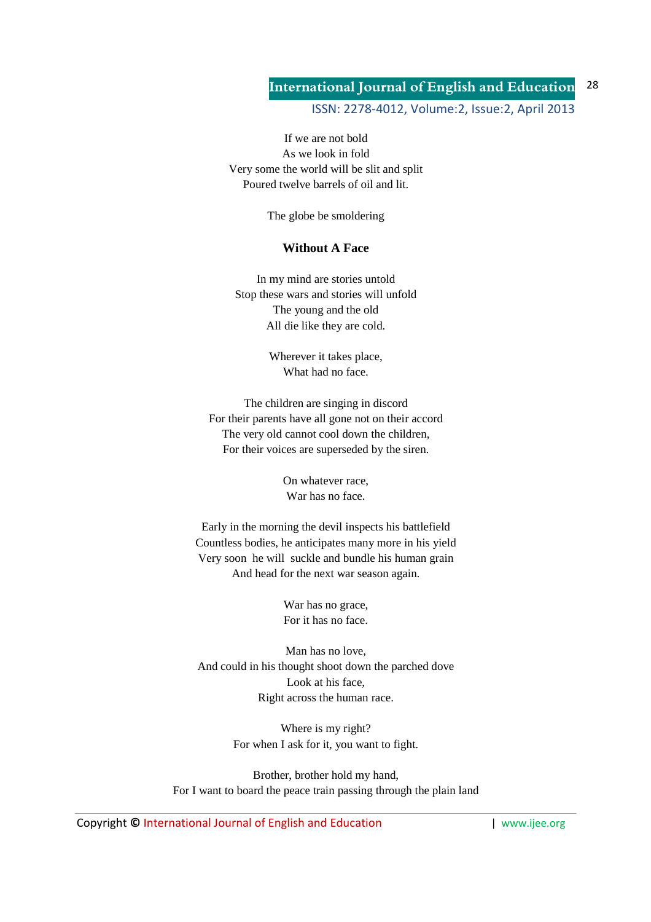If we are not bold
As we look in fold
Very some the world will be slit and split
Poured twelve barrels of oil and lit.

The globe be smoldering

### Without A Face

In my mind are stories untold
Stop these wars and stories will unfold
The young and the old
All die like they are cold.

Wherever it takes place,
What had no face.

The children are singing in discord
For their parents have all gone not on their accord
The very old cannot cool down the children,
For their voices are superseded by the siren.

On whatever race,
War has no face.

Early in the morning the devil inspects his battlefield
Countless bodies, he anticipates many more in his yield
Very soon he will suckle and bundle his human grain
And head for the next war season again.

War has no grace,
For it has no face.

Man has no love,
And could in his thought shoot down the parched dove
Look at his face,
Right across the human race.

Where is my right?
For when I ask for it, you want to fight.

Brother, brother hold my hand,
For I want to board the peace train passing through the plain land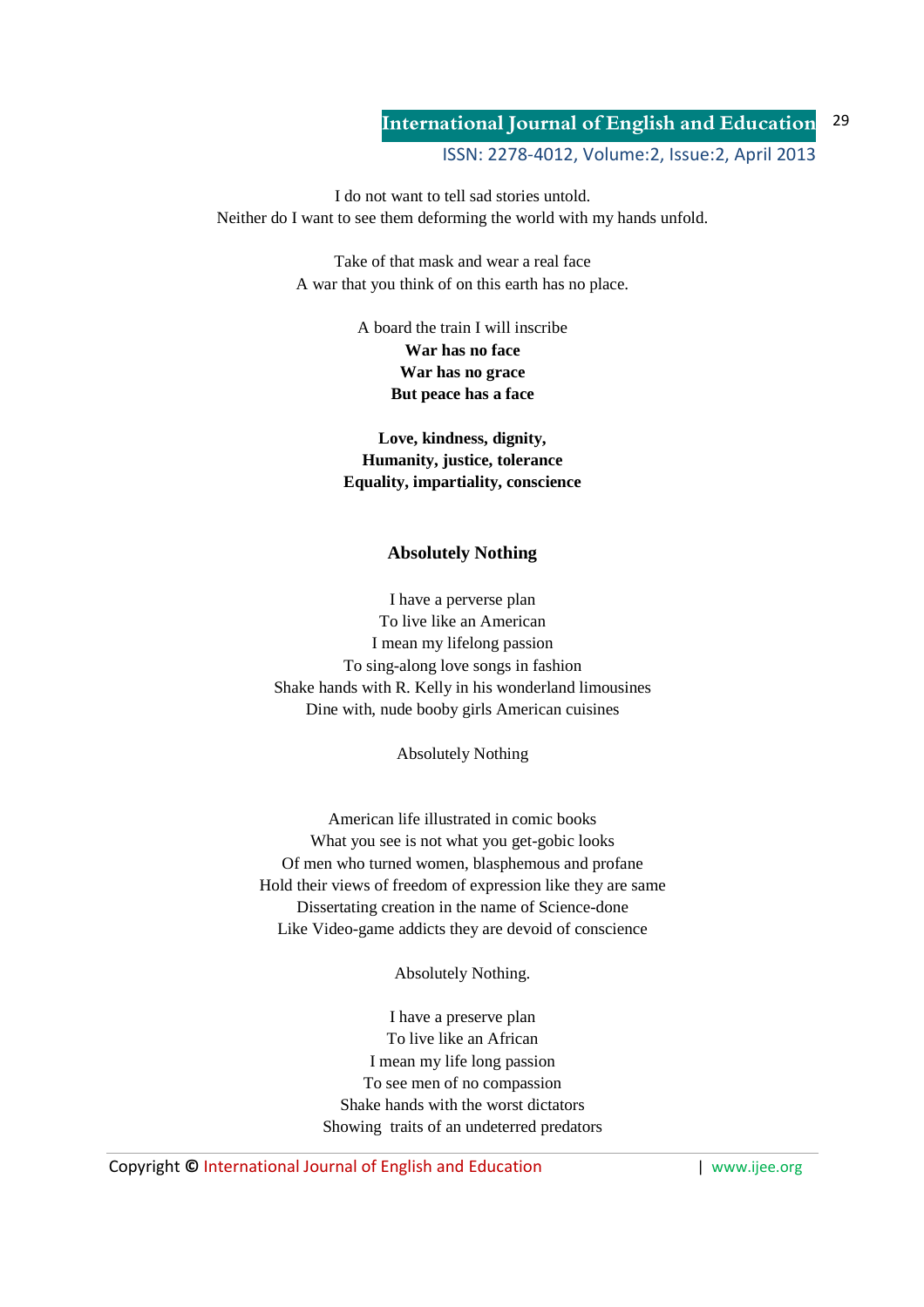I do not want to tell sad stories untold.
Neither do I want to see them deforming the world with my hands unfold.

Take of that mask and wear a real face
A war that you think of on this earth has no place.

A board the train I will inscribe
**War has no face**
**War has no grace**
**But peace has a face**

**Love, kindness, dignity,**
**Humanity, justice, tolerance**
**Equality, impartiality, conscience**

### Absolutely Nothing

I have a perverse plan
To live like an American
I mean my lifelong passion
To sing-along love songs in fashion
Shake hands with R. Kelly in his wonderland limousines
Dine with, nude booby girls American cuisines

Absolutely Nothing

American life illustrated in comic books
What you see is not what you get-gobic looks
Of men who turned women, blasphemous and profane
Hold their views of freedom of expression like they are same
Dissertating creation in the name of Science-done
Like Video-game addicts they are devoid of conscience

Absolutely Nothing.

I have a preserve plan
To live like an African
I mean my life long passion
To see men of no compassion
Shake hands with the worst dictators
Showing traits of an undeterred predators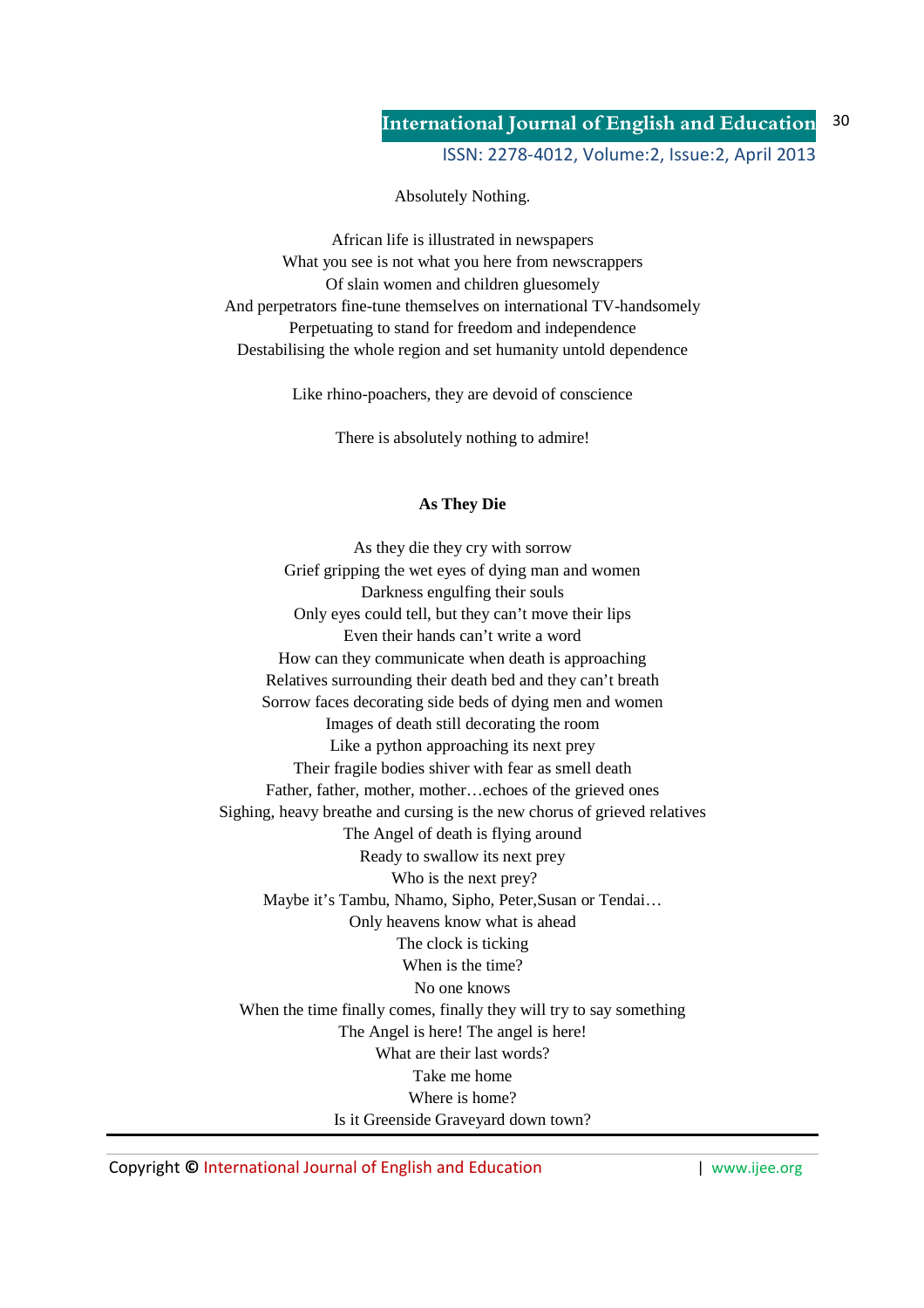Absolutely Nothing.

African life is illustrated in newspapers
What you see is not what you here from newscrappers
Of slain women and children gluesomely
And perpetrators fine-tune themselves on international TV-handsomely
Perpetuating to stand for freedom and independence
Destabilising the whole region and set humanity untold dependence

Like rhino-poachers, they are devoid of conscience

There is absolutely nothing to admire!

**As They Die**

As they die they cry with sorrow
Grief gripping the wet eyes of dying man and women
Darkness engulfing their souls
Only eyes could tell, but they can't move their lips
Even their hands can't write a word
How can they communicate when death is approaching
Relatives surrounding their death bed and they can't breath
Sorrow faces decorating side beds of dying men and women
Images of death still decorating the room
Like a python approaching its next prey
Their fragile bodies shiver with fear as smell death
Father, father, mother, mother…echoes of the grieved ones
Sighing, heavy breathe and cursing is the new chorus of grieved relatives
The Angel of death is flying around
Ready to swallow its next prey
Who is the next prey?
Maybe it's Tambu, Nhamo, Sipho, Peter,Susan or Tendai…
Only heavens know what is ahead
The clock is ticking
When is the time?
No one knows
When the time finally comes, finally they will try to say something
The Angel is here! The angel is here!
What are their last words?
Take me home
Where is home?
Is it Greenside Graveyard down town?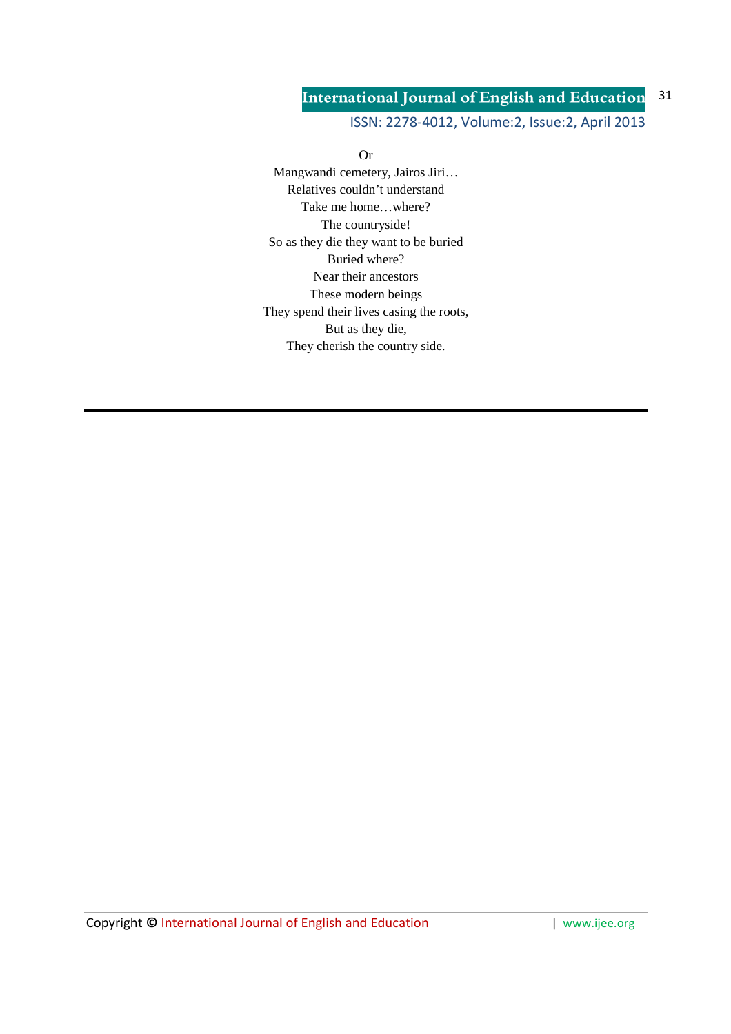Or
Mangwandi cemetery, Jairos Jiri…
Relatives couldn't understand
Take me home…where?
The countryside!
So as they die they want to be buried
Buried where?
Near their ancestors
These modern beings
They spend their lives casing the roots,
But as they die,
They cherish the country side.

---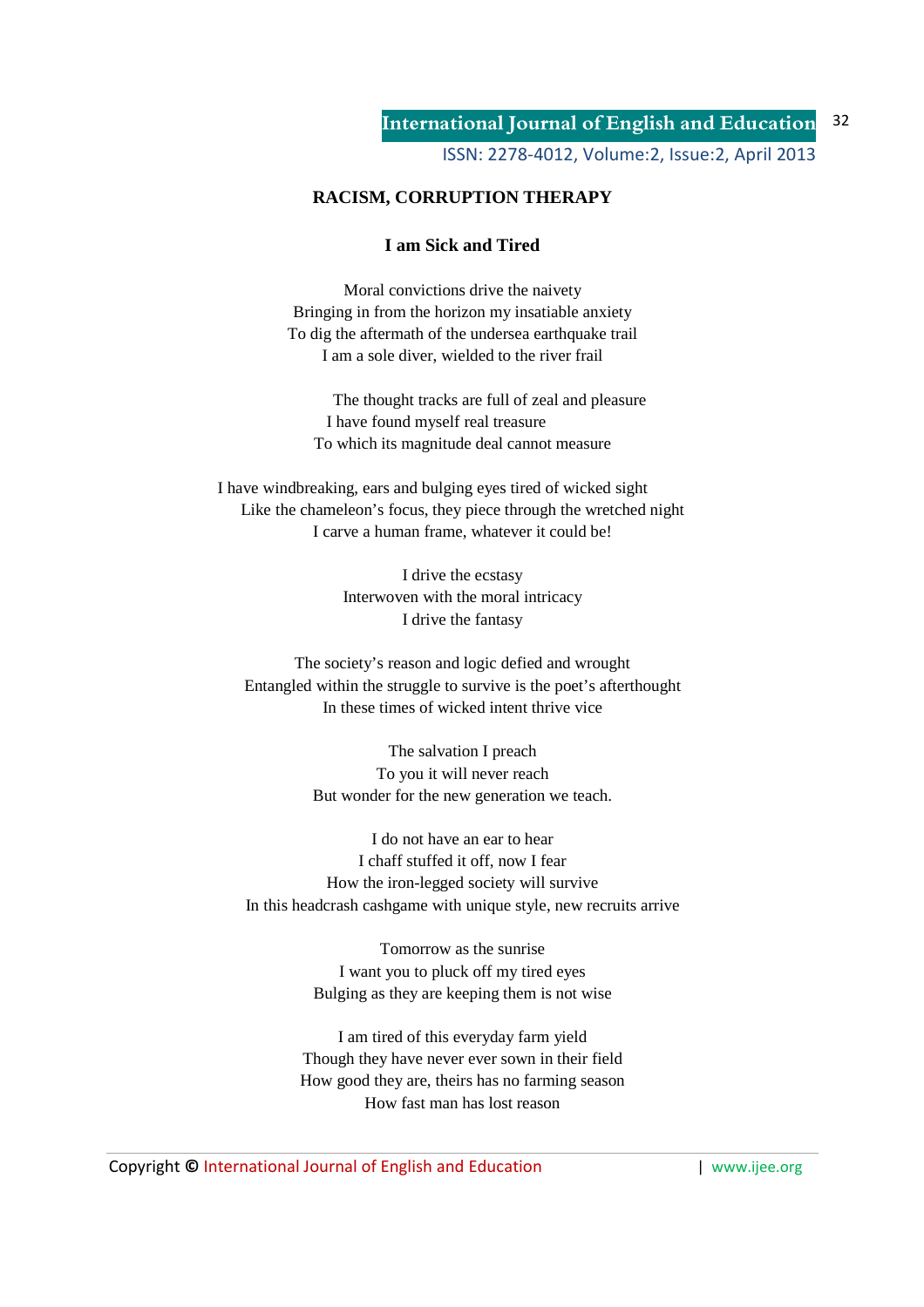## RACISM, CORRUPTION THERAPY

### I am Sick and Tired

Moral convictions drive the naivety
Bringing in from the horizon my insatiable anxiety
To dig the aftermath of the undersea earthquake trail
I am a sole diver, wielded to the river frail

The thought tracks are full of zeal and pleasure
I have found myself real treasure
To which its magnitude deal cannot measure

I have windbreaking, ears and bulging eyes tired of wicked sight
Like the chameleon's focus, they piece through the wretched night
I carve a human frame, whatever it could be!

I drive the ecstasy
Interwoven with the moral intricacy
I drive the fantasy

The society's reason and logic defied and wrought
Entangled within the struggle to survive is the poet's afterthought
In these times of wicked intent thrive vice

The salvation I preach
To you it will never reach
But wonder for the new generation we teach.

I do not have an ear to hear
I chaff stuffed it off, now I fear
How the iron-legged society will survive
In this headcrash cashgame with unique style, new recruits arrive

Tomorrow as the sunrise
I want you to pluck off my tired eyes
Bulging as they are keeping them is not wise

I am tired of this everyday farm yield
Though they have never ever sown in their field
How good they are, theirs has no farming season
How fast man has lost reason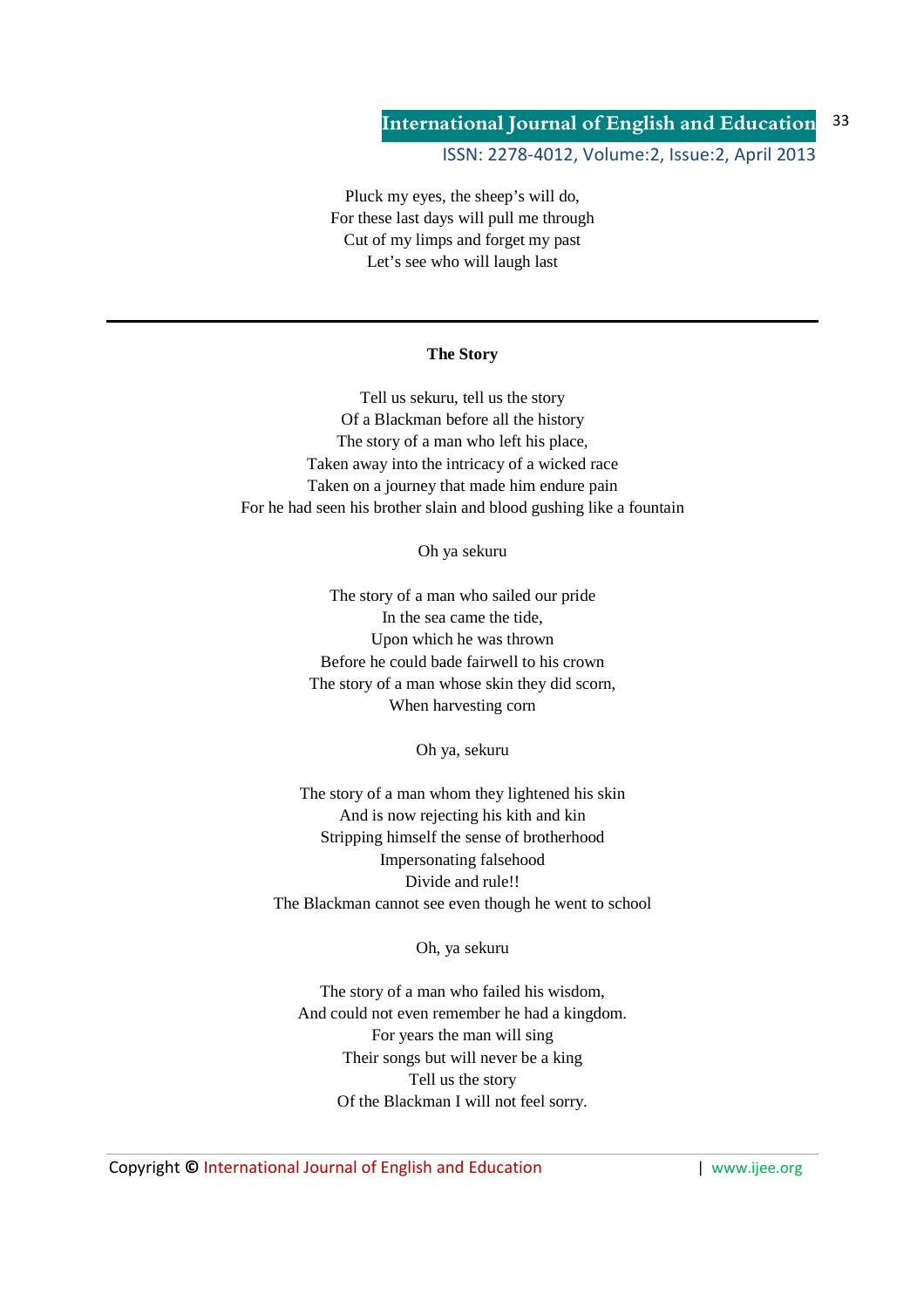Pluck my eyes, the sheep's will do,  
For these last days will pull me through  
Cut of my limps and forget my past  
Let's see who will laugh last

---

**The Story**

Tell us sekuru, tell us the story  
Of a Blackman before all the history  
The story of a man who left his place,  
Taken away into the intricacy of a wicked race  
Taken on a journey that made him endure pain  
For he had seen his brother slain and blood gushing like a fountain

Oh ya sekuru

The story of a man who sailed our pride  
In the sea came the tide,  
Upon which he was thrown  
Before he could bade fairwell to his crown  
The story of a man whose skin they did scorn,  
When harvesting corn

Oh ya, sekuru

The story of a man whom they lightened his skin  
And is now rejecting his kith and kin  
Stripping himself the sense of brotherhood  
Impersonating falsehood  
Divide and rule!!  
The Blackman cannot see even though he went to school

Oh, ya sekuru

The story of a man who failed his wisdom,  
And could not even remember he had a kingdom.  
For years the man will sing  
Their songs but will never be a king  
Tell us the story  
Of the Blackman I will not feel sorry.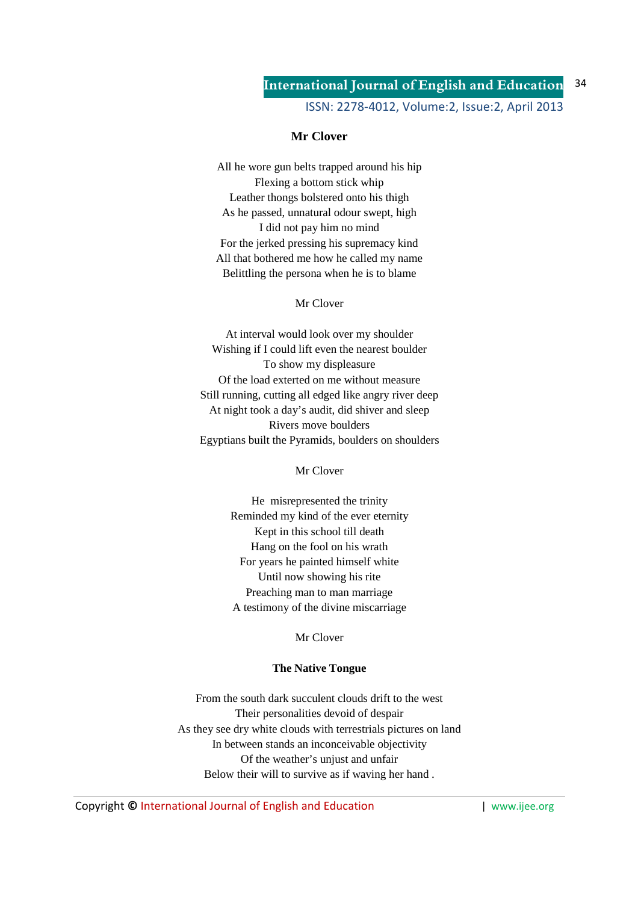### Mr Clover

All he wore gun belts trapped around his hip  
Flexing a bottom stick whip  
Leather thongs bolstered onto his thigh  
As he passed, unnatural odour swept, high  
I did not pay him no mind  
For the jerked pressing his supremacy kind  
All that bothered me how he called my name  
Belittling the persona when he is to blame

Mr Clover

At interval would look over my shoulder  
Wishing if I could lift even the nearest boulder  
To show my displeasure  
Of the load exterted on me without measure  
Still running, cutting all edged like angry river deep  
At night took a day's audit, did shiver and sleep  
Rivers move boulders  
Egyptians built the Pyramids, boulders on shoulders

Mr Clover

He misrepresented the trinity  
Reminded my kind of the ever eternity  
Kept in this school till death  
Hang on the fool on his wrath  
For years he painted himself white  
Until now showing his rite  
Preaching man to man marriage  
A testimony of the divine miscarriage

Mr Clover

### The Native Tongue

From the south dark succulent clouds drift to the west  
Their personalities devoid of despair  
As they see dry white clouds with terrestrials pictures on land  
In between stands an inconceivable objectivity  
Of the weather's unjust and unfair  
Below their will to survive as if waving her hand .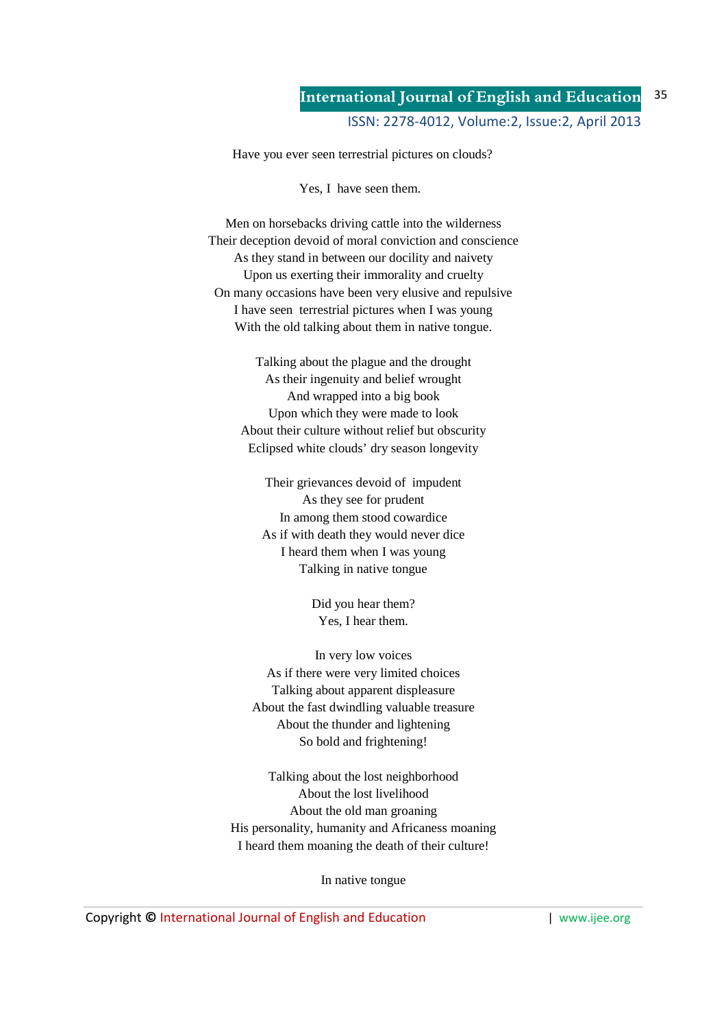Have you ever seen terrestrial pictures on clouds?

Yes, I have seen them.

Men on horsebacks driving cattle into the wilderness
Their deception devoid of moral conviction and conscience
As they stand in between our docility and naivety
Upon us exerting their immorality and cruelty
On many occasions have been very elusive and repulsive
I have seen terrestrial pictures when I was young
With the old talking about them in native tongue.

Talking about the plague and the drought
As their ingenuity and belief wrought
And wrapped into a big book
Upon which they were made to look
About their culture without relief but obscurity
Eclipsed white clouds' dry season longevity

Their grievances devoid of impudent
As they see for prudent
In among them stood cowardice
As if with death they would never dice
I heard them when I was young
Talking in native tongue

Did you hear them?
Yes, I hear them.

In very low voices
As if there were very limited choices
Talking about apparent displeasure
About the fast dwindling valuable treasure
About the thunder and lightening
So bold and frightening!

Talking about the lost neighborhood
About the lost livelihood
About the old man groaning
His personality, humanity and Africaness moaning
I heard them moaning the death of their culture!

In native tongue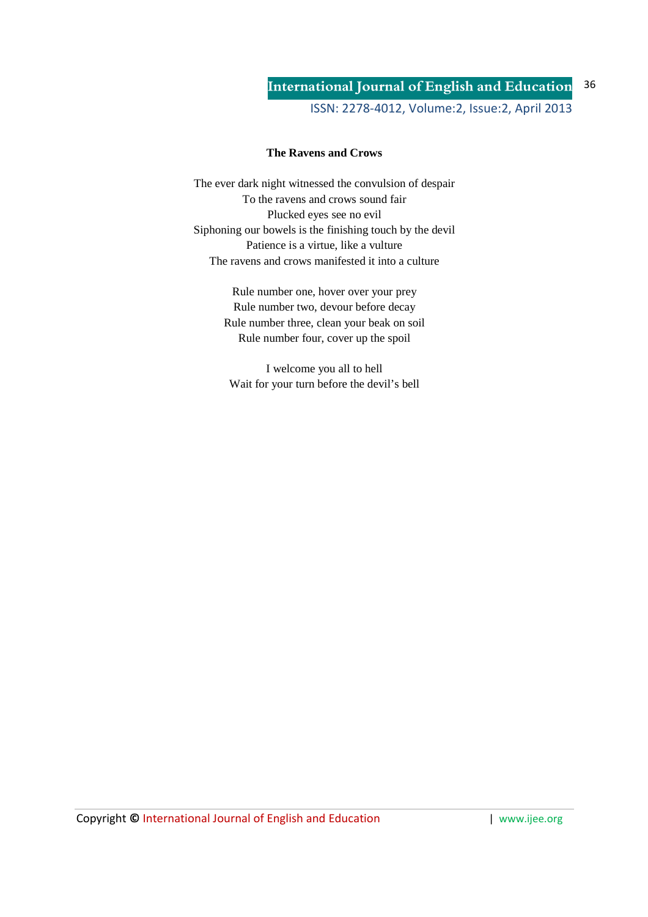**The Ravens and Crows**

The ever dark night witnessed the convulsion of despair
To the ravens and crows sound fair
Plucked eyes see no evil
Siphoning our bowels is the finishing touch by the devil
Patience is a virtue, like a vulture
The ravens and crows manifested it into a culture

Rule number one, hover over your prey
Rule number two, devour before decay
Rule number three, clean your beak on soil
Rule number four, cover up the spoil

I welcome you all to hell
Wait for your turn before the devil's bell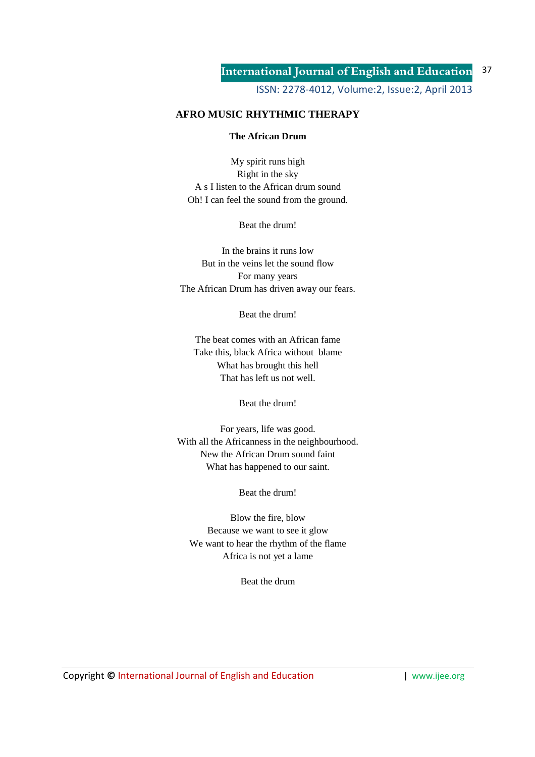## AFRO MUSIC RHYTHMIC THERAPY

### The African Drum

My spirit runs high  
Right in the sky  
A s I listen to the African drum sound  
Oh! I can feel the sound from the ground.

Beat the drum!

In the brains it runs low  
But in the veins let the sound flow  
For many years  
The African Drum has driven away our fears.

Beat the drum!

The beat comes with an African fame  
Take this, black Africa without blame  
What has brought this hell  
That has left us not well.

Beat the drum!

For years, life was good.  
With all the Africanness in the neighbourhood.  
New the African Drum sound faint  
What has happened to our saint.

Beat the drum!

Blow the fire, blow  
Because we want to see it glow  
We want to hear the rhythm of the flame  
Africa is not yet a lame

Beat the drum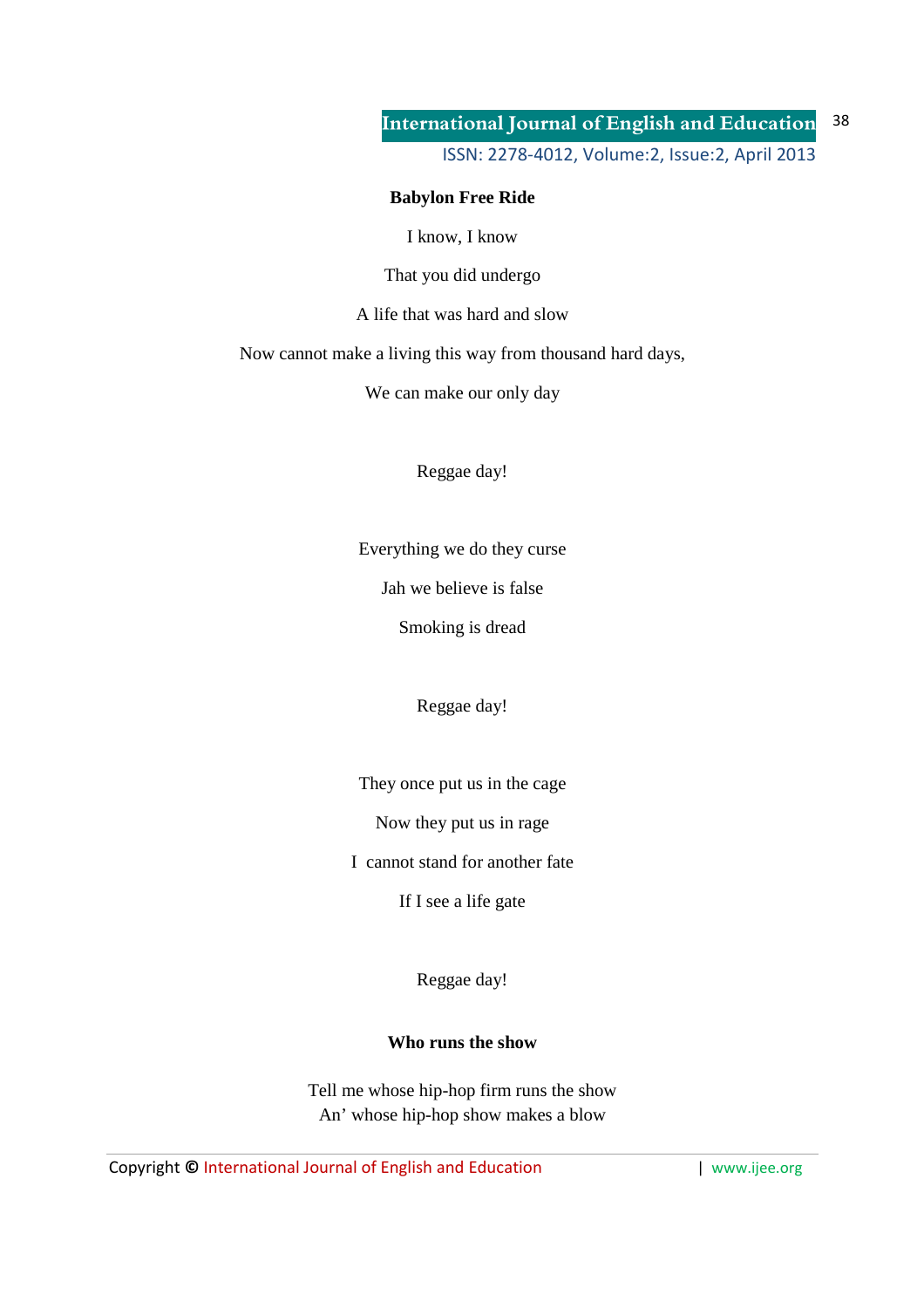**Babylon Free Ride**

I know, I know

That you did undergo

A life that was hard and slow

Now cannot make a living this way from thousand hard days,

We can make our only day

Reggae day!

Everything we do they curse

Jah we believe is false

Smoking is dread

Reggae day!

They once put us in the cage

Now they put us in rage

I  cannot stand for another fate

If I see a life gate

Reggae day!

**Who runs the show**

Tell me whose hip-hop firm runs the show
An' whose hip-hop show makes a blow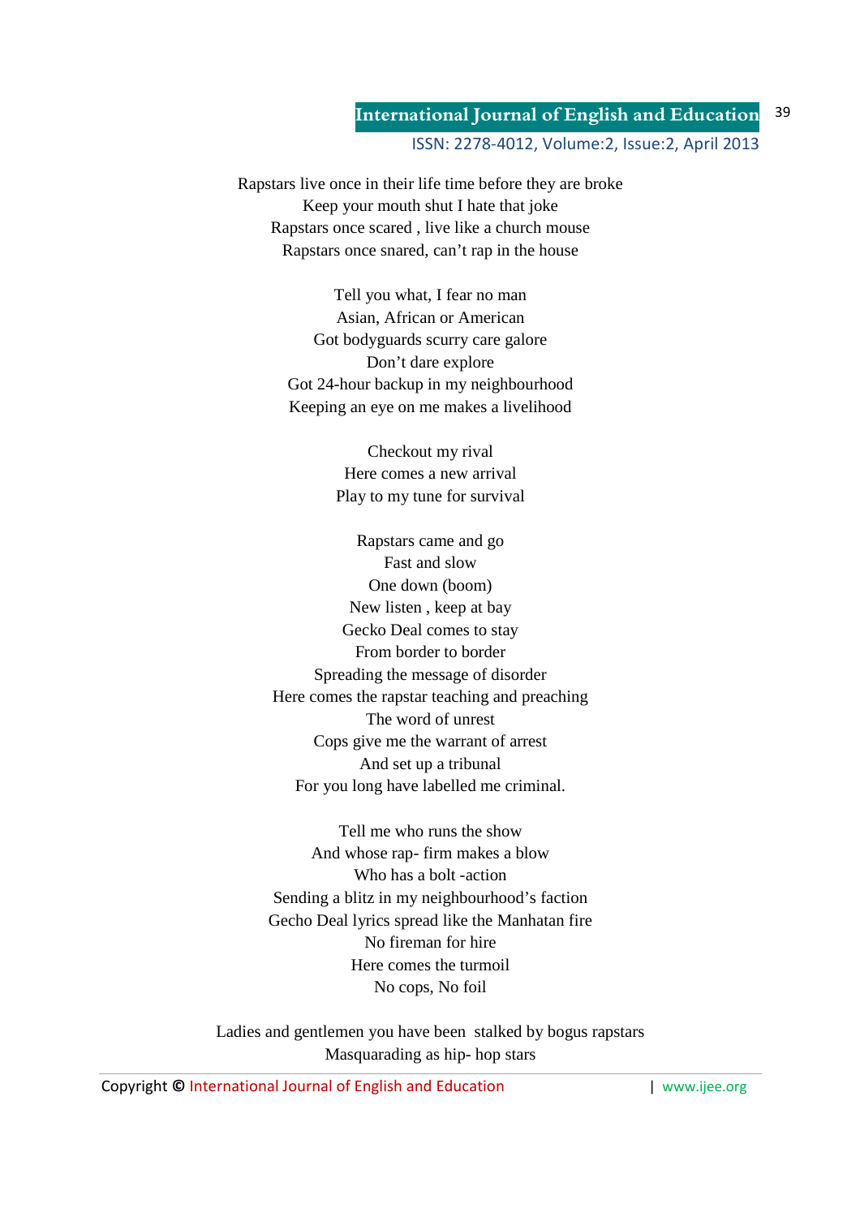Rapstars live once in their life time before they are broke
Keep your mouth shut I hate that joke
Rapstars once scared , live like a church mouse
Rapstars once snared, can't rap in the house

Tell you what, I fear no man
Asian, African or American
Got bodyguards scurry care galore
Don't dare explore
Got 24-hour backup in my neighbourhood
Keeping an eye on me makes a livelihood

Checkout my rival
Here comes a new arrival
Play to my tune for survival

Rapstars came and go
Fast and slow
One down (boom)
New listen , keep at bay
Gecko Deal comes to stay
From border to border
Spreading the message of disorder
Here comes the rapstar teaching and preaching
The word of unrest
Cops give me the warrant of arrest
And set up a tribunal
For you long have labelled me criminal.

Tell me who runs the show
And whose rap- firm makes a blow
Who has a bolt -action
Sending a blitz in my neighbourhood's faction
Gecho Deal lyrics spread like the Manhatan fire
No fireman for hire
Here comes the turmoil
No cops, No foil

Ladies and gentlemen you have been stalked by bogus rapstars
Masquarading as hip- hop stars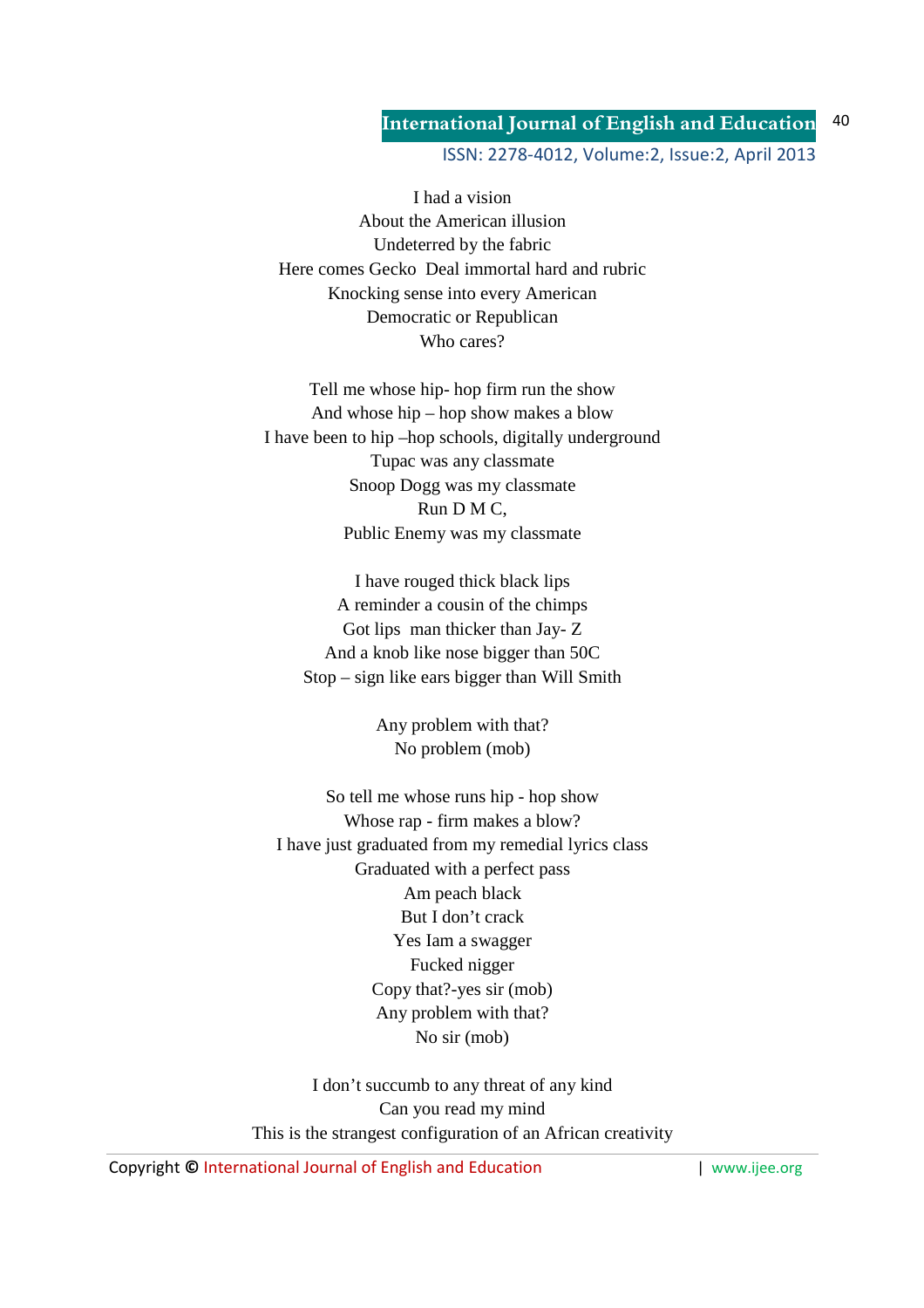I had a vision
About the American illusion
Undeterred by the fabric
Here comes Gecko  Deal immortal hard and rubric
Knocking sense into every American
Democratic or Republican
Who cares?

Tell me whose hip- hop firm run the show
And whose hip – hop show makes a blow
I have been to hip –hop schools, digitally underground
Tupac was any classmate
Snoop Dogg was my classmate
Run D M C,
Public Enemy was my classmate

I have rouged thick black lips
A reminder a cousin of the chimps
Got lips  man thicker than Jay- Z
And a knob like nose bigger than 50C
Stop – sign like ears bigger than Will Smith

Any problem with that?
No problem (mob)

So tell me whose runs hip - hop show
Whose rap - firm makes a blow?
I have just graduated from my remedial lyrics class
Graduated with a perfect pass
Am peach black
But I don't crack
Yes Iam a swagger
Fucked nigger
Copy that?-yes sir (mob)
Any problem with that?
No sir (mob)

I don't succumb to any threat of any kind
Can you read my mind
This is the strangest configuration of an African creativity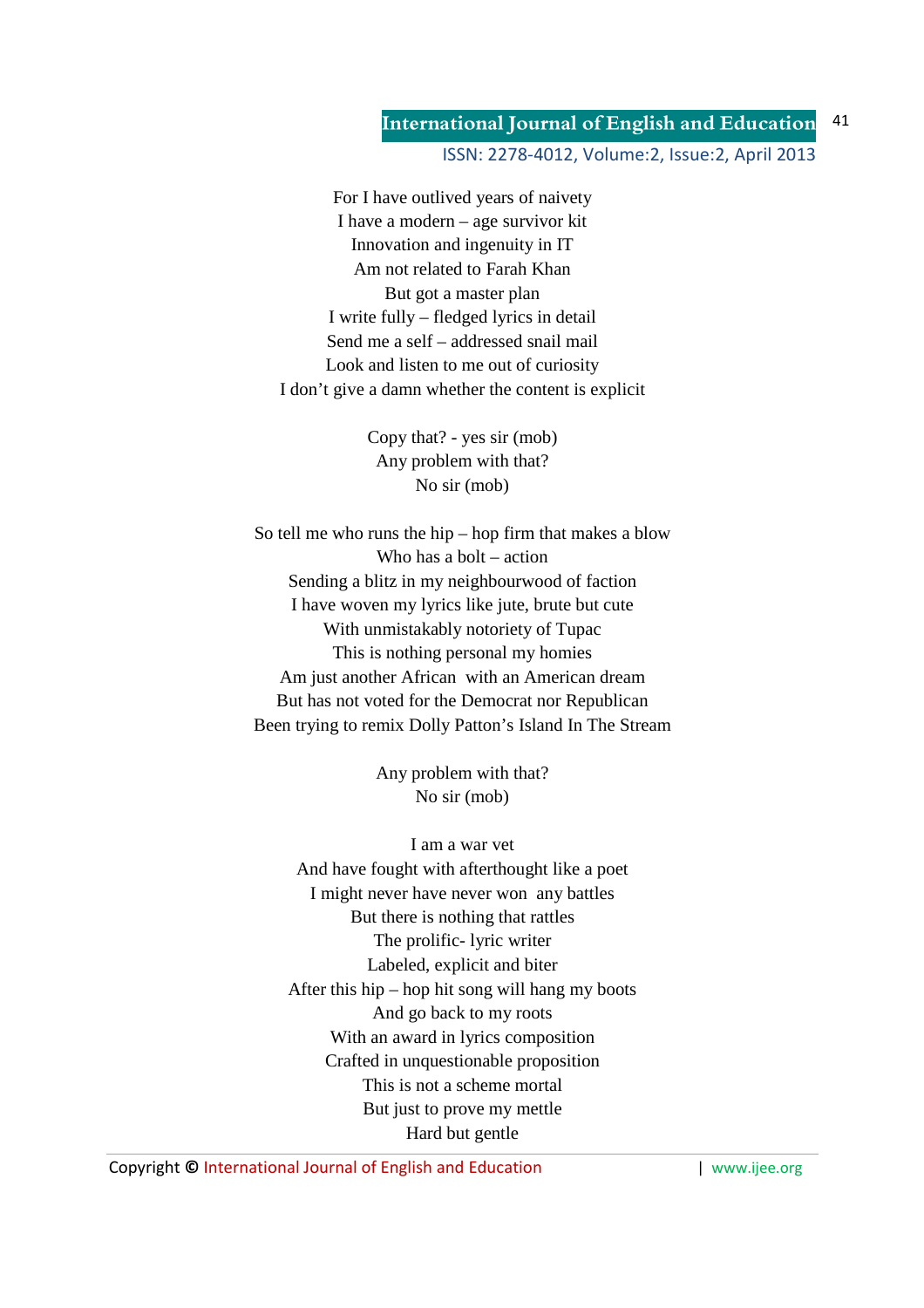For I have outlived years of naivety
I have a modern – age survivor kit
Innovation and ingenuity in IT
Am not related to Farah Khan
But got a master plan
I write fully – fledged lyrics in detail
Send me a self – addressed snail mail
Look and listen to me out of curiosity
I don't give a damn whether the content is explicit

Copy that? - yes sir (mob)
Any problem with that?
No sir (mob)

So tell me who runs the hip – hop firm that makes a blow
Who has a bolt – action
Sending a blitz in my neighbourwood of faction
I have woven my lyrics like jute, brute but cute
With unmistakably notoriety of Tupac
This is nothing personal my homies
Am just another African with an American dream
But has not voted for the Democrat nor Republican
Been trying to remix Dolly Patton's Island In The Stream

Any problem with that?
No sir (mob)

I am a war vet
And have fought with afterthought like a poet
I might never have never won any battles
But there is nothing that rattles
The prolific- lyric writer
Labeled, explicit and biter
After this hip – hop hit song will hang my boots
And go back to my roots
With an award in lyrics composition
Crafted in unquestionable proposition
This is not a scheme mortal
But just to prove my mettle
Hard but gentle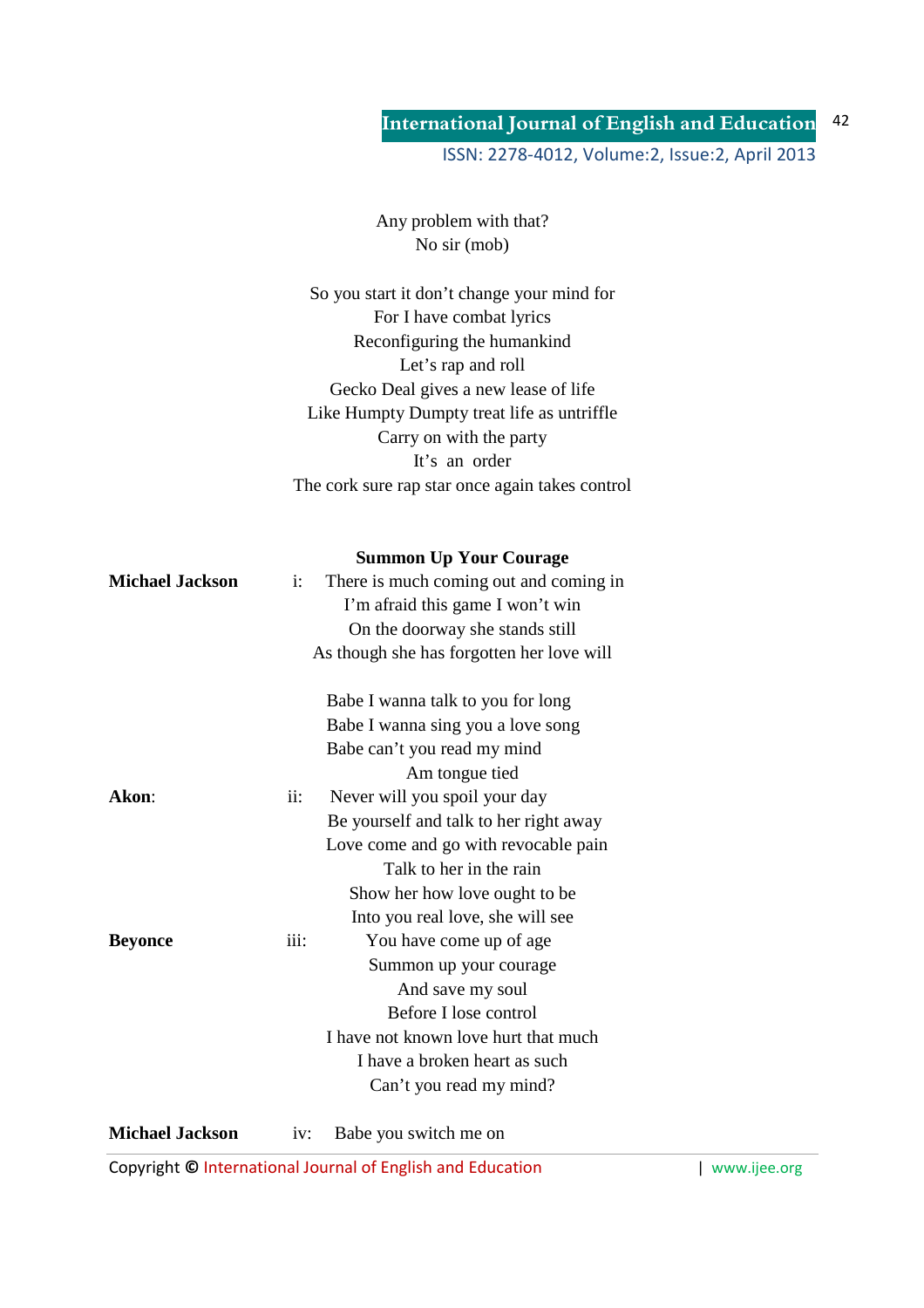Any problem with that?
No sir (mob)

So you start it don't change your mind for
For I have combat lyrics
Reconfiguring the humankind
Let's rap and roll
Gecko Deal gives a new lease of life
Like Humpty Dumpty treat life as untriffle
Carry on with the party
It's an order
The cork sure rap star once again takes control

**Summon Up Your Courage**

**Michael Jackson** i: There is much coming out and coming in
I'm afraid this game I won't win
On the doorway she stands still
As though she has forgotten her love will

Babe I wanna talk to you for long
Babe I wanna sing you a love song
Babe can't you read my mind
Am tongue tied

**Akon**: ii: Never will you spoil your day
Be yourself and talk to her right away
Love come and go with revocable pain
Talk to her in the rain
Show her how love ought to be
Into you real love, she will see

**Beyonce** iii: You have come up of age
Summon up your courage
And save my soul
Before I lose control
I have not known love hurt that much
I have a broken heart as such
Can't you read my mind?

**Michael Jackson** iv: Babe you switch me on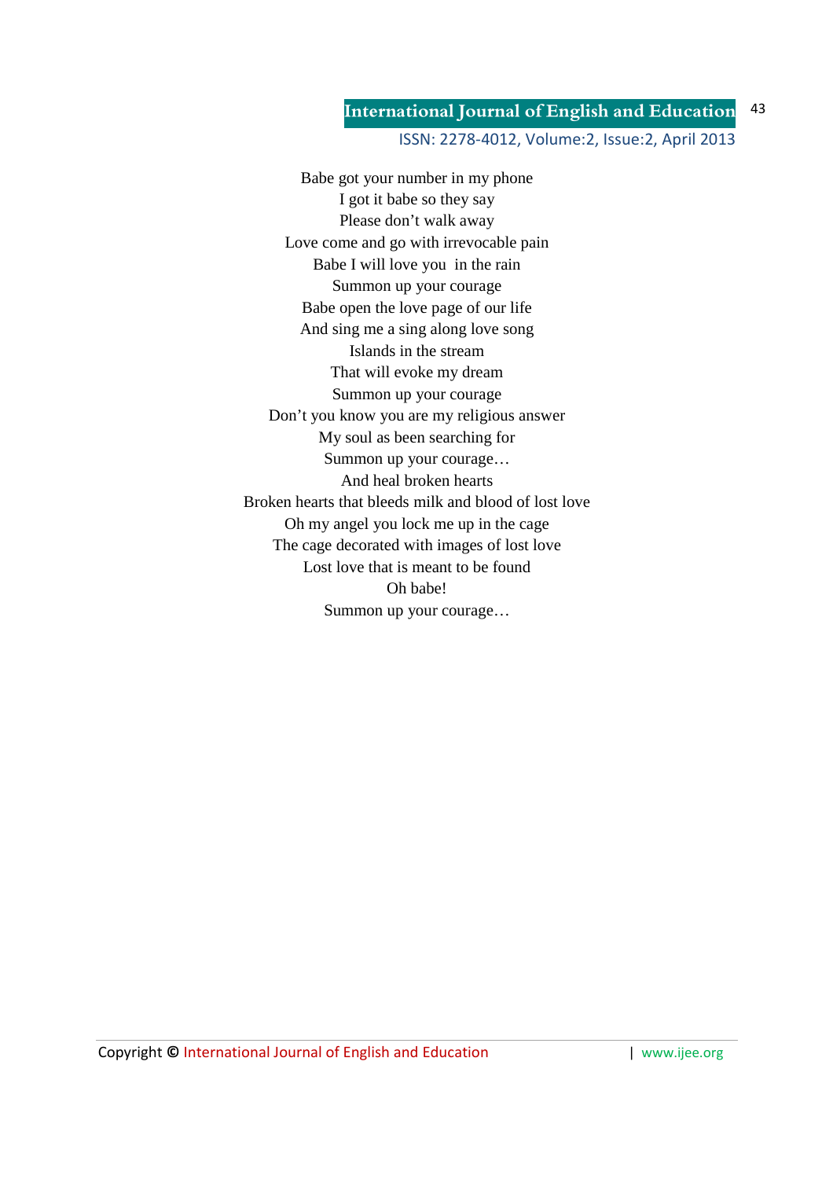Babe got your number in my phone  
I got it babe so they say  
Please don't walk away  
Love come and go with irrevocable pain  
Babe I will love you  in the rain  
Summon up your courage  
Babe open the love page of our life  
And sing me a sing along love song  
Islands in the stream  
That will evoke my dream  
Summon up your courage  
Don't you know you are my religious answer  
My soul as been searching for  
Summon up your courage…  
And heal broken hearts  
Broken hearts that bleeds milk and blood of lost love  
Oh my angel you lock me up in the cage  
The cage decorated with images of lost love  
Lost love that is meant to be found  
Oh babe!  
Summon up your courage…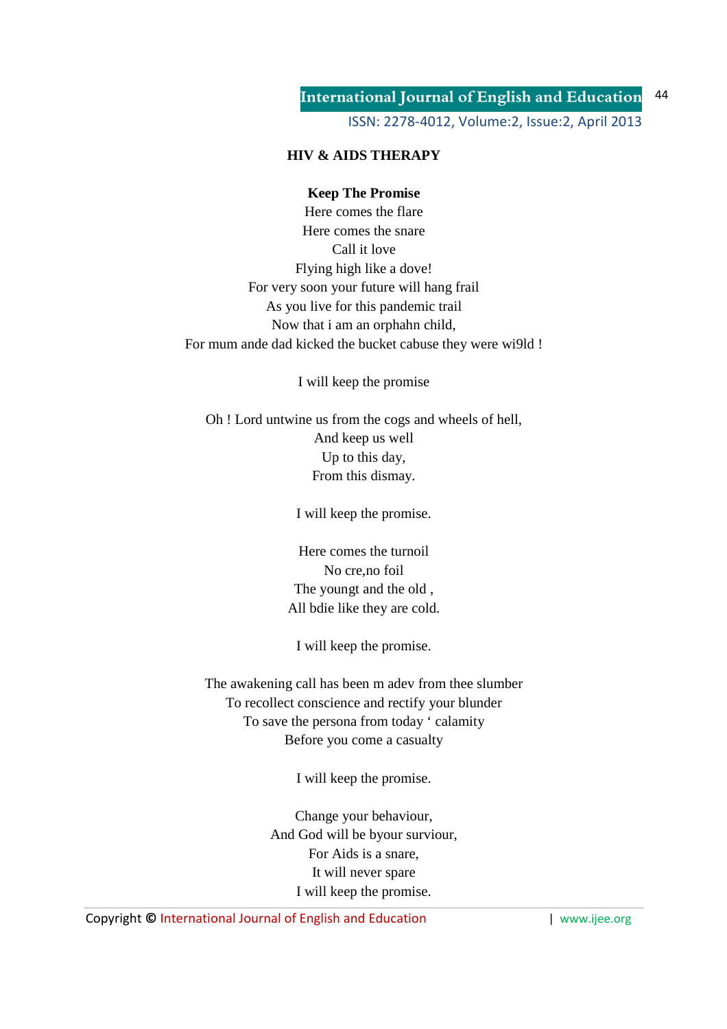**HIV & AIDS THERAPY**

**Keep The Promise**

Here comes the flare
Here comes the snare
Call it love
Flying high like a dove!
For very soon your future will hang frail
As you live for this pandemic trail
Now that i am an orphahn child,
For mum ande dad kicked the bucket cabuse they were wi9ld !

I will keep the promise

Oh ! Lord untwine us from the cogs and wheels of hell,
And keep us well
Up to this day,
From this dismay.

I will keep the promise.

Here comes the turnoil
No cre,no foil
The youngt and the old ,
All bdie like they are cold.

I will keep the promise.

The awakening call has been m adev from thee slumber
To recollect conscience and rectify your blunder
To save the persona from today ' calamity
Before you come a casualty

I will keep the promise.

Change your behaviour,
And God will be byour surviour,
For Aids is a snare,
It will never spare
I will keep the promise.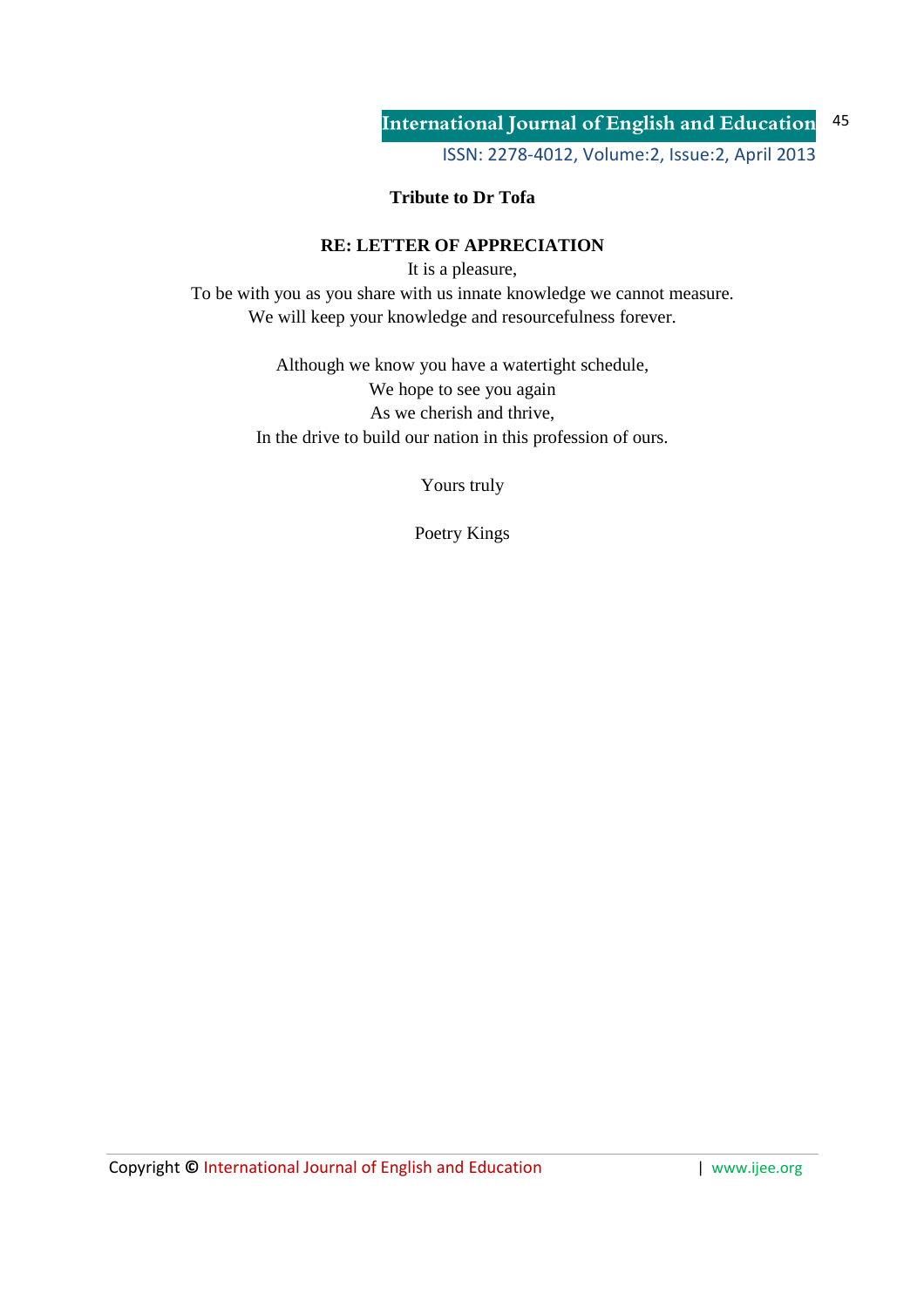**Tribute to Dr Tofa**

**RE: LETTER OF APPRECIATION**

It is a pleasure,
To be with you as you share with us innate knowledge we cannot measure.
We will keep your knowledge and resourcefulness forever.

Although we know you have a watertight schedule,
We hope to see you again
As we cherish and thrive,
In the drive to build our nation in this profession of ours.

Yours truly

Poetry Kings